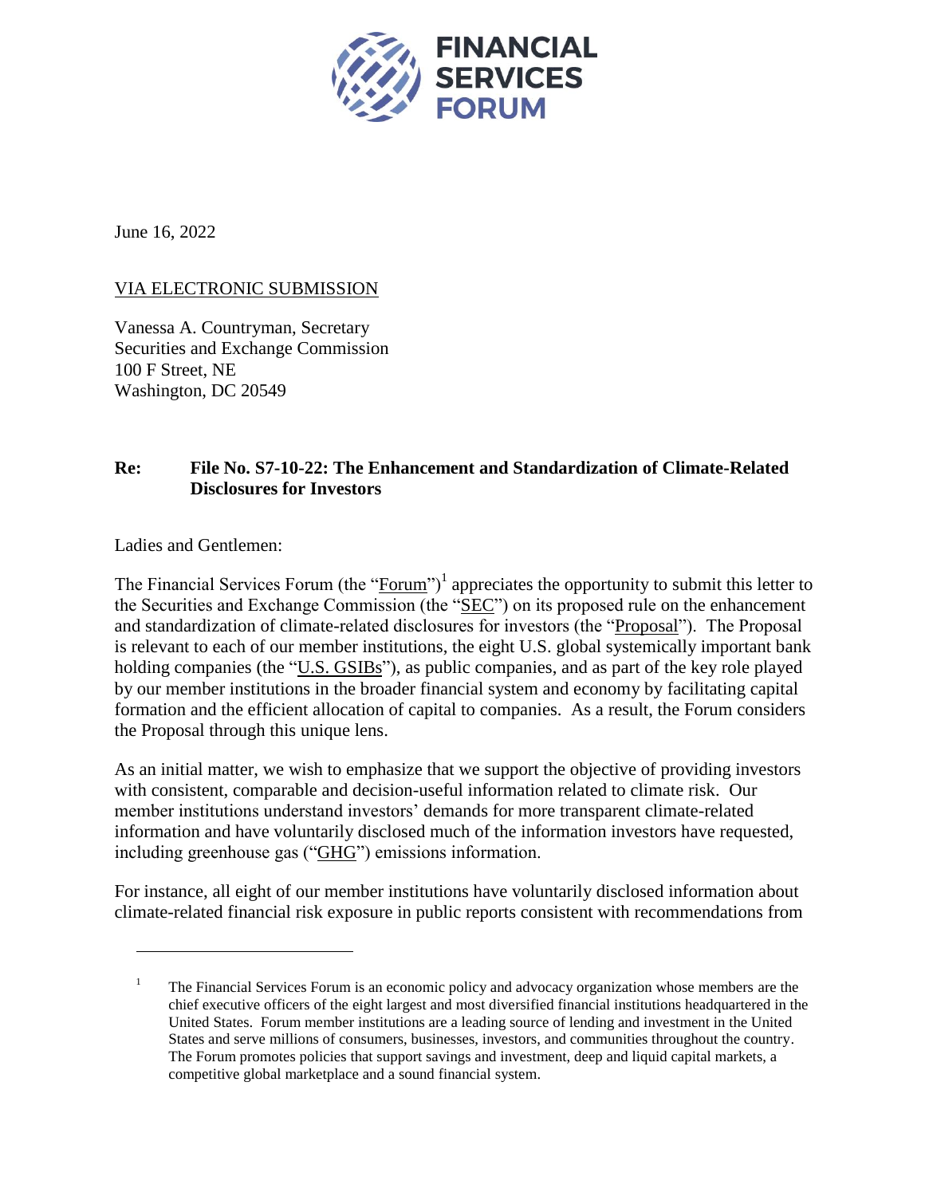**FINANCIAL SERVICES FORUM**

June 16, 2022

VIA ELECTRONIC SUBMISSION

Vanessa A. Countryman, Secretary
Securities and Exchange Commission
100 F Street, NE
Washington, DC 20549

**Re: File No. S7-10-22: The Enhancement and Standardization of Climate-Related Disclosures for Investors**

Ladies and Gentlemen:

The Financial Services Forum (the "Forum")[1] appreciates the opportunity to submit this letter to the Securities and Exchange Commission (the "SEC") on its proposed rule on the enhancement and standardization of climate-related disclosures for investors (the "Proposal"). The Proposal is relevant to each of our member institutions, the eight U.S. global systemically important bank holding companies (the "U.S. GSIBs"), as public companies, and as part of the key role played by our member institutions in the broader financial system and economy by facilitating capital formation and the efficient allocation of capital to companies. As a result, the Forum considers the Proposal through this unique lens.

As an initial matter, we wish to emphasize that we support the objective of providing investors with consistent, comparable and decision-useful information related to climate risk. Our member institutions understand investors' demands for more transparent climate-related information and have voluntarily disclosed much of the information investors have requested, including greenhouse gas ("GHG") emissions information.

For instance, all eight of our member institutions have voluntarily disclosed information about climate-related financial risk exposure in public reports consistent with recommendations from

[1] The Financial Services Forum is an economic policy and advocacy organization whose members are the chief executive officers of the eight largest and most diversified financial institutions headquartered in the United States. Forum member institutions are a leading source of lending and investment in the United States and serve millions of consumers, businesses, investors, and communities throughout the country. The Forum promotes policies that support savings and investment, deep and liquid capital markets, a competitive global marketplace and a sound financial system.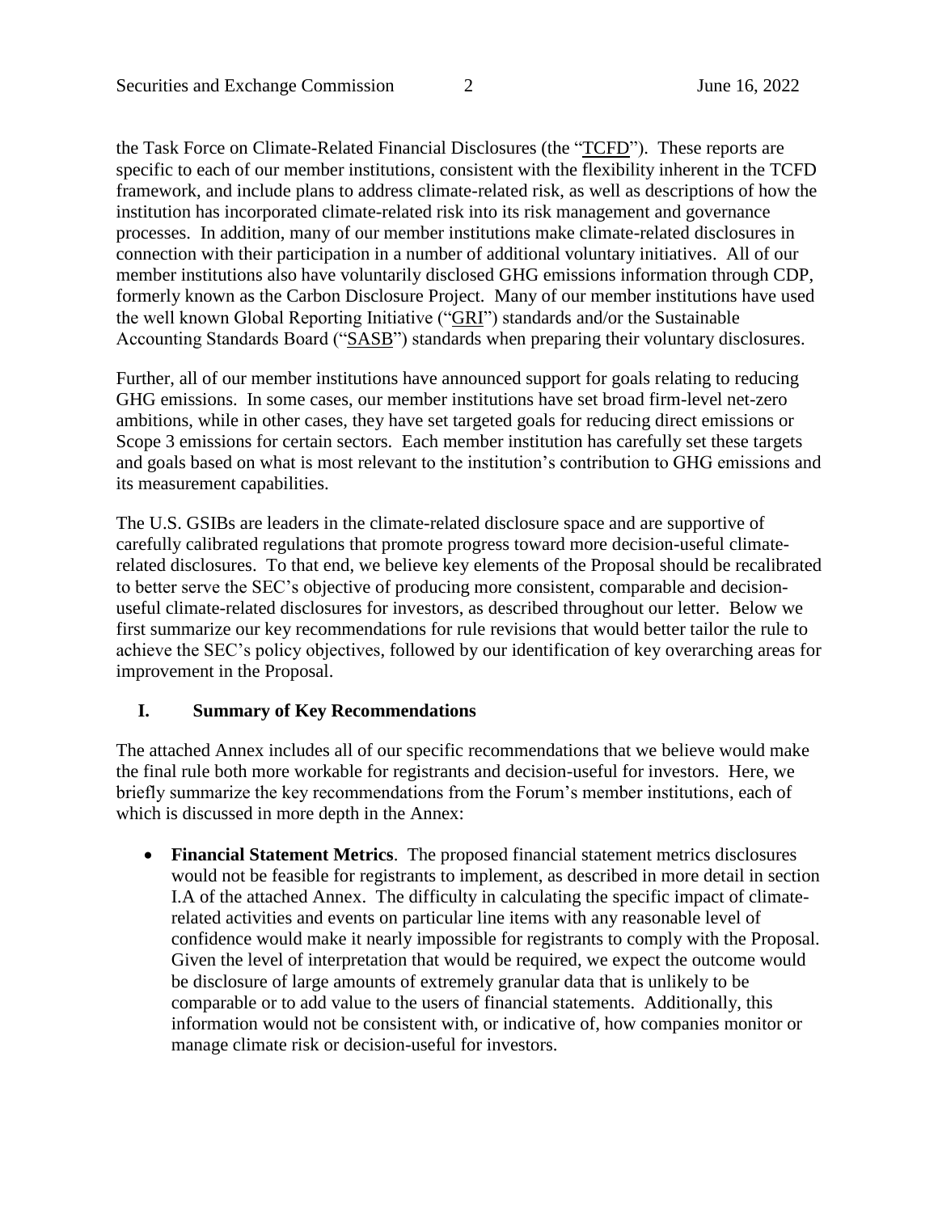the Task Force on Climate-Related Financial Disclosures (the "TCFD"). These reports are specific to each of our member institutions, consistent with the flexibility inherent in the TCFD framework, and include plans to address climate-related risk, as well as descriptions of how the institution has incorporated climate-related risk into its risk management and governance processes. In addition, many of our member institutions make climate-related disclosures in connection with their participation in a number of additional voluntary initiatives. All of our member institutions also have voluntarily disclosed GHG emissions information through CDP, formerly known as the Carbon Disclosure Project. Many of our member institutions have used the well known Global Reporting Initiative ("GRI") standards and/or the Sustainable Accounting Standards Board ("SASB") standards when preparing their voluntary disclosures.

Further, all of our member institutions have announced support for goals relating to reducing GHG emissions. In some cases, our member institutions have set broad firm-level net-zero ambitions, while in other cases, they have set targeted goals for reducing direct emissions or Scope 3 emissions for certain sectors. Each member institution has carefully set these targets and goals based on what is most relevant to the institution's contribution to GHG emissions and its measurement capabilities.

The U.S. GSIBs are leaders in the climate-related disclosure space and are supportive of carefully calibrated regulations that promote progress toward more decision-useful climate-related disclosures. To that end, we believe key elements of the Proposal should be recalibrated to better serve the SEC's objective of producing more consistent, comparable and decision-useful climate-related disclosures for investors, as described throughout our letter. Below we first summarize our key recommendations for rule revisions that would better tailor the rule to achieve the SEC's policy objectives, followed by our identification of key overarching areas for improvement in the Proposal.

## I. Summary of Key Recommendations

The attached Annex includes all of our specific recommendations that we believe would make the final rule both more workable for registrants and decision-useful for investors. Here, we briefly summarize the key recommendations from the Forum's member institutions, each of which is discussed in more depth in the Annex:

- **Financial Statement Metrics**. The proposed financial statement metrics disclosures would not be feasible for registrants to implement, as described in more detail in section I.A of the attached Annex. The difficulty in calculating the specific impact of climate-related activities and events on particular line items with any reasonable level of confidence would make it nearly impossible for registrants to comply with the Proposal. Given the level of interpretation that would be required, we expect the outcome would be disclosure of large amounts of extremely granular data that is unlikely to be comparable or to add value to the users of financial statements. Additionally, this information would not be consistent with, or indicative of, how companies monitor or manage climate risk or decision-useful for investors.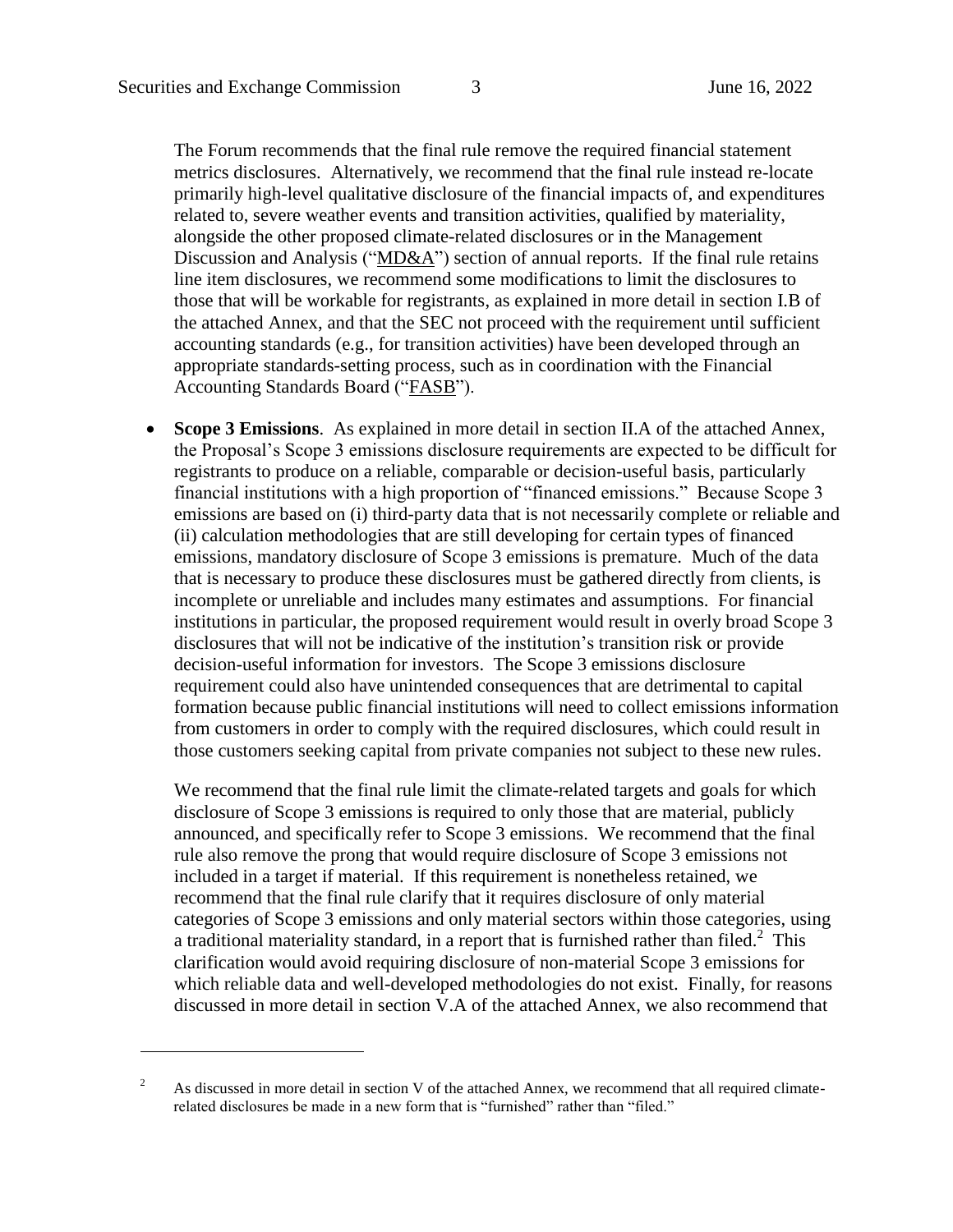The Forum recommends that the final rule remove the required financial statement metrics disclosures. Alternatively, we recommend that the final rule instead re-locate primarily high-level qualitative disclosure of the financial impacts of, and expenditures related to, severe weather events and transition activities, qualified by materiality, alongside the other proposed climate-related disclosures or in the Management Discussion and Analysis ("MD&A") section of annual reports. If the final rule retains line item disclosures, we recommend some modifications to limit the disclosures to those that will be workable for registrants, as explained in more detail in section I.B of the attached Annex, and that the SEC not proceed with the requirement until sufficient accounting standards (e.g., for transition activities) have been developed through an appropriate standards-setting process, such as in coordination with the Financial Accounting Standards Board ("FASB").

- **Scope 3 Emissions**. As explained in more detail in section II.A of the attached Annex, the Proposal's Scope 3 emissions disclosure requirements are expected to be difficult for registrants to produce on a reliable, comparable or decision-useful basis, particularly financial institutions with a high proportion of "financed emissions." Because Scope 3 emissions are based on (i) third-party data that is not necessarily complete or reliable and (ii) calculation methodologies that are still developing for certain types of financed emissions, mandatory disclosure of Scope 3 emissions is premature. Much of the data that is necessary to produce these disclosures must be gathered directly from clients, is incomplete or unreliable and includes many estimates and assumptions. For financial institutions in particular, the proposed requirement would result in overly broad Scope 3 disclosures that will not be indicative of the institution's transition risk or provide decision-useful information for investors. The Scope 3 emissions disclosure requirement could also have unintended consequences that are detrimental to capital formation because public financial institutions will need to collect emissions information from customers in order to comply with the required disclosures, which could result in those customers seeking capital from private companies not subject to these new rules.

  We recommend that the final rule limit the climate-related targets and goals for which disclosure of Scope 3 emissions is required to only those that are material, publicly announced, and specifically refer to Scope 3 emissions. We recommend that the final rule also remove the prong that would require disclosure of Scope 3 emissions not included in a target if material. If this requirement is nonetheless retained, we recommend that the final rule clarify that it requires disclosure of only material categories of Scope 3 emissions and only material sectors within those categories, using a traditional materiality standard, in a report that is furnished rather than filed.[2] This clarification would avoid requiring disclosure of non-material Scope 3 emissions for which reliable data and well-developed methodologies do not exist. Finally, for reasons discussed in more detail in section V.A of the attached Annex, we also recommend that

---

[2] As discussed in more detail in section V of the attached Annex, we recommend that all required climate-related disclosures be made in a new form that is "furnished" rather than "filed."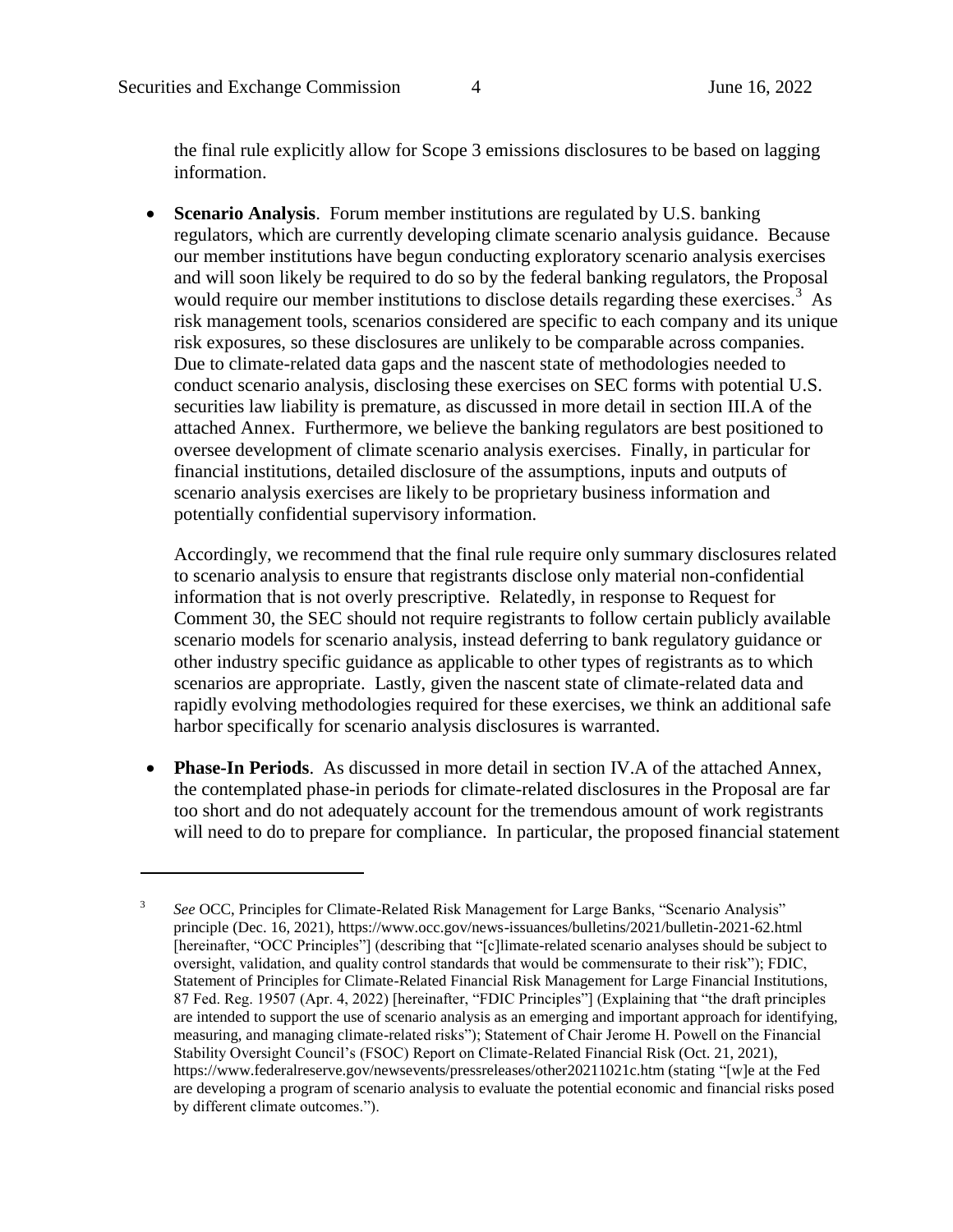the final rule explicitly allow for Scope 3 emissions disclosures to be based on lagging information.

- **Scenario Analysis**. Forum member institutions are regulated by U.S. banking regulators, which are currently developing climate scenario analysis guidance. Because our member institutions have begun conducting exploratory scenario analysis exercises and will soon likely be required to do so by the federal banking regulators, the Proposal would require our member institutions to disclose details regarding these exercises.[3] As risk management tools, scenarios considered are specific to each company and its unique risk exposures, so these disclosures are unlikely to be comparable across companies. Due to climate-related data gaps and the nascent state of methodologies needed to conduct scenario analysis, disclosing these exercises on SEC forms with potential U.S. securities law liability is premature, as discussed in more detail in section III.A of the attached Annex. Furthermore, we believe the banking regulators are best positioned to oversee development of climate scenario analysis exercises. Finally, in particular for financial institutions, detailed disclosure of the assumptions, inputs and outputs of scenario analysis exercises are likely to be proprietary business information and potentially confidential supervisory information.

  Accordingly, we recommend that the final rule require only summary disclosures related to scenario analysis to ensure that registrants disclose only material non-confidential information that is not overly prescriptive. Relatedly, in response to Request for Comment 30, the SEC should not require registrants to follow certain publicly available scenario models for scenario analysis, instead deferring to bank regulatory guidance or other industry specific guidance as applicable to other types of registrants as to which scenarios are appropriate. Lastly, given the nascent state of climate-related data and rapidly evolving methodologies required for these exercises, we think an additional safe harbor specifically for scenario analysis disclosures is warranted.

- **Phase-In Periods**. As discussed in more detail in section IV.A of the attached Annex, the contemplated phase-in periods for climate-related disclosures in the Proposal are far too short and do not adequately account for the tremendous amount of work registrants will need to do to prepare for compliance. In particular, the proposed financial statement

---

[3] *See* OCC, Principles for Climate-Related Risk Management for Large Banks, "Scenario Analysis" principle (Dec. 16, 2021), https://www.occ.gov/news-issuances/bulletins/2021/bulletin-2021-62.html [hereinafter, "OCC Principles"] (describing that "[c]limate-related scenario analyses should be subject to oversight, validation, and quality control standards that would be commensurate to their risk"); FDIC, Statement of Principles for Climate-Related Financial Risk Management for Large Financial Institutions, 87 Fed. Reg. 19507 (Apr. 4, 2022) [hereinafter, "FDIC Principles"] (Explaining that "the draft principles are intended to support the use of scenario analysis as an emerging and important approach for identifying, measuring, and managing climate-related risks"); Statement of Chair Jerome H. Powell on the Financial Stability Oversight Council's (FSOC) Report on Climate-Related Financial Risk (Oct. 21, 2021), https://www.federalreserve.gov/newsevents/pressreleases/other20211021c.htm (stating "[w]e at the Fed are developing a program of scenario analysis to evaluate the potential economic and financial risks posed by different climate outcomes.").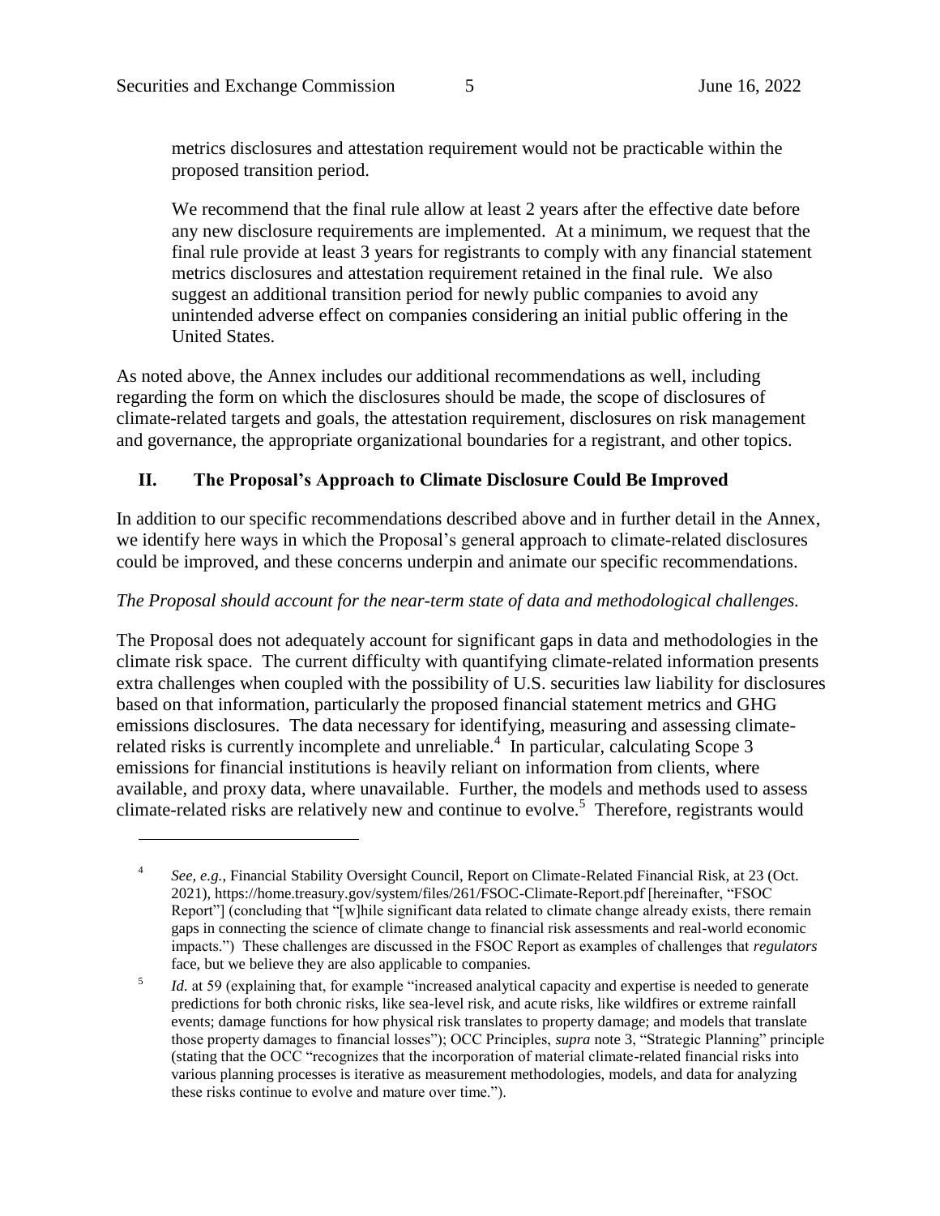metrics disclosures and attestation requirement would not be practicable within the proposed transition period.

> We recommend that the final rule allow at least 2 years after the effective date before any new disclosure requirements are implemented. At a minimum, we request that the final rule provide at least 3 years for registrants to comply with any financial statement metrics disclosures and attestation requirement retained in the final rule. We also suggest an additional transition period for newly public companies to avoid any unintended adverse effect on companies considering an initial public offering in the United States.

As noted above, the Annex includes our additional recommendations as well, including regarding the form on which the disclosures should be made, the scope of disclosures of climate-related targets and goals, the attestation requirement, disclosures on risk management and governance, the appropriate organizational boundaries for a registrant, and other topics.

## II. The Proposal's Approach to Climate Disclosure Could Be Improved

In addition to our specific recommendations described above and in further detail in the Annex, we identify here ways in which the Proposal's general approach to climate-related disclosures could be improved, and these concerns underpin and animate our specific recommendations.

*The Proposal should account for the near-term state of data and methodological challenges.*

The Proposal does not adequately account for significant gaps in data and methodologies in the climate risk space. The current difficulty with quantifying climate-related information presents extra challenges when coupled with the possibility of U.S. securities law liability for disclosures based on that information, particularly the proposed financial statement metrics and GHG emissions disclosures. The data necessary for identifying, measuring and assessing climate-related risks is currently incomplete and unreliable.[4] In particular, calculating Scope 3 emissions for financial institutions is heavily reliant on information from clients, where available, and proxy data, where unavailable. Further, the models and methods used to assess climate-related risks are relatively new and continue to evolve.[5] Therefore, registrants would

---

[4] *See, e.g.*, Financial Stability Oversight Council, Report on Climate-Related Financial Risk, at 23 (Oct. 2021), https://home.treasury.gov/system/files/261/FSOC-Climate-Report.pdf [hereinafter, "FSOC Report"] (concluding that "[w]hile significant data related to climate change already exists, there remain gaps in connecting the science of climate change to financial risk assessments and real-world economic impacts.") These challenges are discussed in the FSOC Report as examples of challenges that *regulators* face, but we believe they are also applicable to companies.

[5] *Id.* at 59 (explaining that, for example "increased analytical capacity and expertise is needed to generate predictions for both chronic risks, like sea-level risk, and acute risks, like wildfires or extreme rainfall events; damage functions for how physical risk translates to property damage; and models that translate those property damages to financial losses"); OCC Principles, *supra* note 3, "Strategic Planning" principle (stating that the OCC "recognizes that the incorporation of material climate-related financial risks into various planning processes is iterative as measurement methodologies, models, and data for analyzing these risks continue to evolve and mature over time.").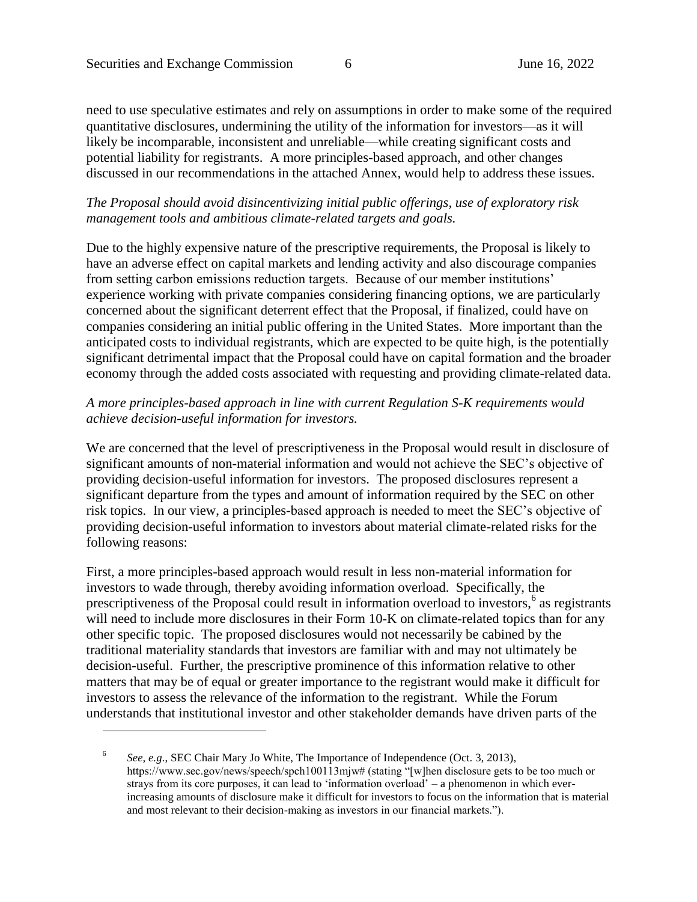need to use speculative estimates and rely on assumptions in order to make some of the required quantitative disclosures, undermining the utility of the information for investors—as it will likely be incomparable, inconsistent and unreliable—while creating significant costs and potential liability for registrants. A more principles-based approach, and other changes discussed in our recommendations in the attached Annex, would help to address these issues.

*The Proposal should avoid disincentivizing initial public offerings, use of exploratory risk management tools and ambitious climate-related targets and goals.*

Due to the highly expensive nature of the prescriptive requirements, the Proposal is likely to have an adverse effect on capital markets and lending activity and also discourage companies from setting carbon emissions reduction targets. Because of our member institutions' experience working with private companies considering financing options, we are particularly concerned about the significant deterrent effect that the Proposal, if finalized, could have on companies considering an initial public offering in the United States. More important than the anticipated costs to individual registrants, which are expected to be quite high, is the potentially significant detrimental impact that the Proposal could have on capital formation and the broader economy through the added costs associated with requesting and providing climate-related data.

*A more principles-based approach in line with current Regulation S-K requirements would achieve decision-useful information for investors.*

We are concerned that the level of prescriptiveness in the Proposal would result in disclosure of significant amounts of non-material information and would not achieve the SEC's objective of providing decision-useful information for investors. The proposed disclosures represent a significant departure from the types and amount of information required by the SEC on other risk topics. In our view, a principles-based approach is needed to meet the SEC's objective of providing decision-useful information to investors about material climate-related risks for the following reasons:

First, a more principles-based approach would result in less non-material information for investors to wade through, thereby avoiding information overload. Specifically, the prescriptiveness of the Proposal could result in information overload to investors,[6] as registrants will need to include more disclosures in their Form 10-K on climate-related topics than for any other specific topic. The proposed disclosures would not necessarily be cabined by the traditional materiality standards that investors are familiar with and may not ultimately be decision-useful. Further, the prescriptive prominence of this information relative to other matters that may be of equal or greater importance to the registrant would make it difficult for investors to assess the relevance of the information to the registrant. While the Forum understands that institutional investor and other stakeholder demands have driven parts of the

---

[6] *See, e.g.*, SEC Chair Mary Jo White, The Importance of Independence (Oct. 3, 2013), https://www.sec.gov/news/speech/spch100113mjw# (stating "[w]hen disclosure gets to be too much or strays from its core purposes, it can lead to 'information overload' – a phenomenon in which ever-increasing amounts of disclosure make it difficult for investors to focus on the information that is material and most relevant to their decision-making as investors in our financial markets.").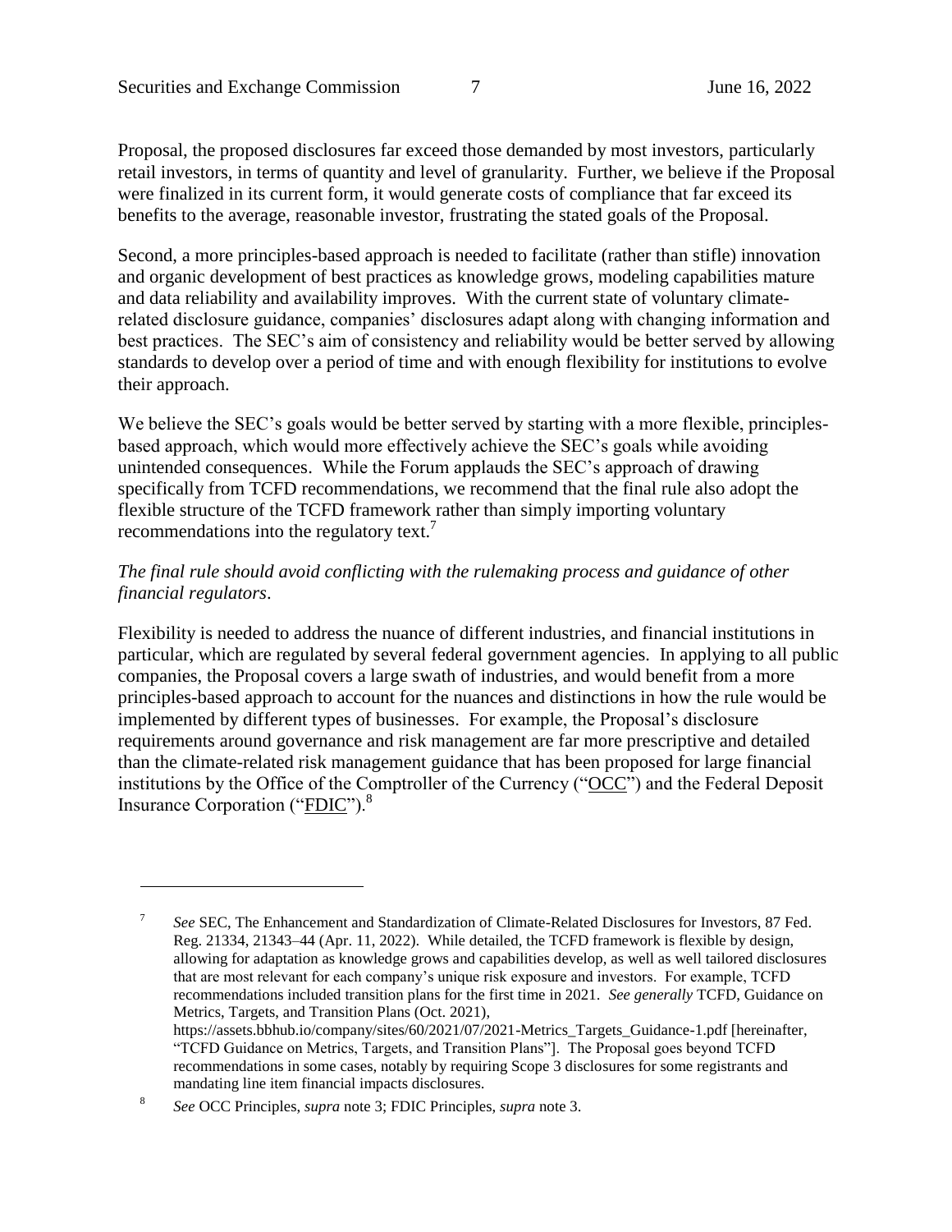Proposal, the proposed disclosures far exceed those demanded by most investors, particularly retail investors, in terms of quantity and level of granularity. Further, we believe if the Proposal were finalized in its current form, it would generate costs of compliance that far exceed its benefits to the average, reasonable investor, frustrating the stated goals of the Proposal.

Second, a more principles-based approach is needed to facilitate (rather than stifle) innovation and organic development of best practices as knowledge grows, modeling capabilities mature and data reliability and availability improves. With the current state of voluntary climate-related disclosure guidance, companies' disclosures adapt along with changing information and best practices. The SEC's aim of consistency and reliability would be better served by allowing standards to develop over a period of time and with enough flexibility for institutions to evolve their approach.

We believe the SEC's goals would be better served by starting with a more flexible, principles-based approach, which would more effectively achieve the SEC's goals while avoiding unintended consequences. While the Forum applauds the SEC's approach of drawing specifically from TCFD recommendations, we recommend that the final rule also adopt the flexible structure of the TCFD framework rather than simply importing voluntary recommendations into the regulatory text.[7]

*The final rule should avoid conflicting with the rulemaking process and guidance of other financial regulators*.

Flexibility is needed to address the nuance of different industries, and financial institutions in particular, which are regulated by several federal government agencies. In applying to all public companies, the Proposal covers a large swath of industries, and would benefit from a more principles-based approach to account for the nuances and distinctions in how the rule would be implemented by different types of businesses. For example, the Proposal's disclosure requirements around governance and risk management are far more prescriptive and detailed than the climate-related risk management guidance that has been proposed for large financial institutions by the Office of the Comptroller of the Currency ("OCC") and the Federal Deposit Insurance Corporation ("FDIC").[8]

---

[7] *See* SEC, The Enhancement and Standardization of Climate-Related Disclosures for Investors, 87 Fed. Reg. 21334, 21343–44 (Apr. 11, 2022). While detailed, the TCFD framework is flexible by design, allowing for adaptation as knowledge grows and capabilities develop, as well as well tailored disclosures that are most relevant for each company's unique risk exposure and investors. For example, TCFD recommendations included transition plans for the first time in 2021. *See generally* TCFD, Guidance on Metrics, Targets, and Transition Plans (Oct. 2021), https://assets.bbhub.io/company/sites/60/2021/07/2021-Metrics_Targets_Guidance-1.pdf [hereinafter, "TCFD Guidance on Metrics, Targets, and Transition Plans"]. The Proposal goes beyond TCFD recommendations in some cases, notably by requiring Scope 3 disclosures for some registrants and mandating line item financial impacts disclosures.

[8] *See* OCC Principles, *supra* note 3; FDIC Principles, *supra* note 3.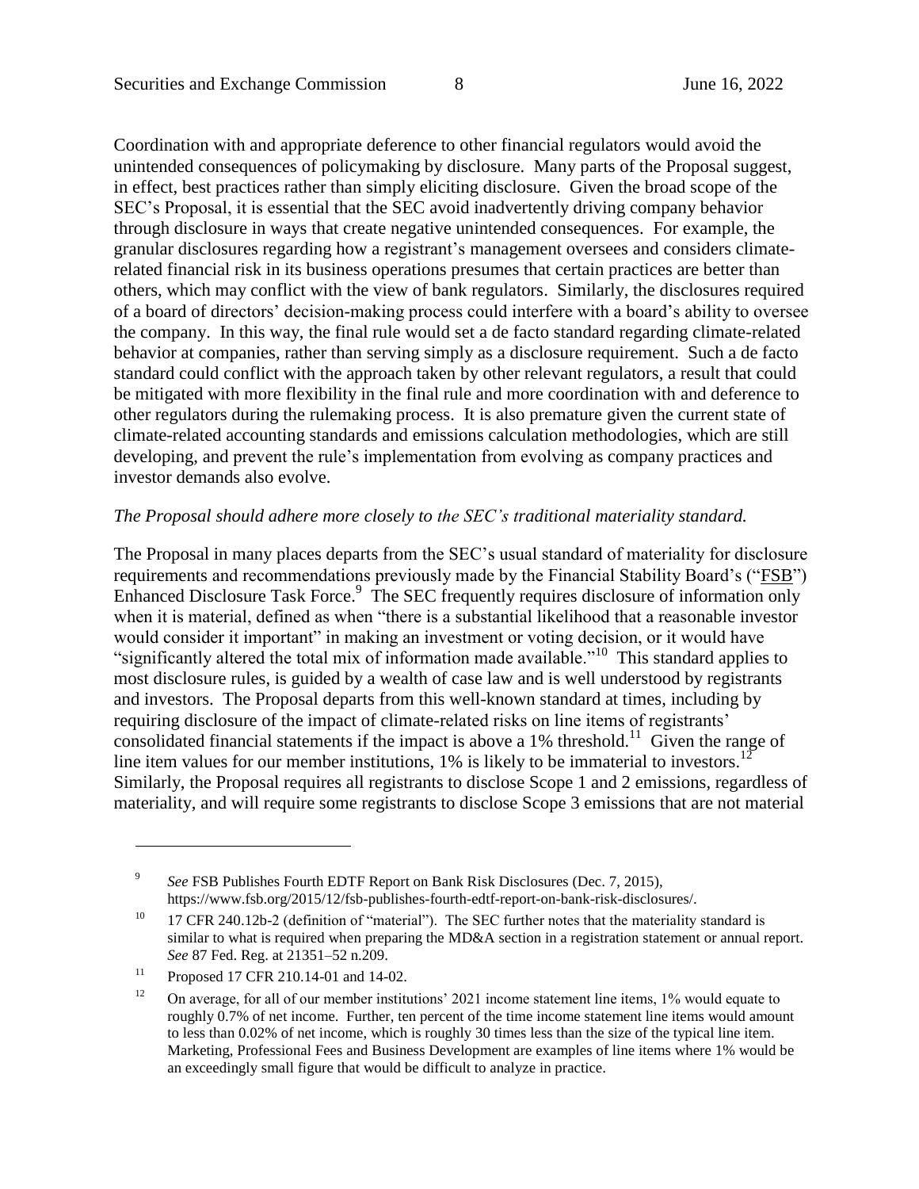Coordination with and appropriate deference to other financial regulators would avoid the unintended consequences of policymaking by disclosure. Many parts of the Proposal suggest, in effect, best practices rather than simply eliciting disclosure. Given the broad scope of the SEC's Proposal, it is essential that the SEC avoid inadvertently driving company behavior through disclosure in ways that create negative unintended consequences. For example, the granular disclosures regarding how a registrant's management oversees and considers climate-related financial risk in its business operations presumes that certain practices are better than others, which may conflict with the view of bank regulators. Similarly, the disclosures required of a board of directors' decision-making process could interfere with a board's ability to oversee the company. In this way, the final rule would set a de facto standard regarding climate-related behavior at companies, rather than serving simply as a disclosure requirement. Such a de facto standard could conflict with the approach taken by other relevant regulators, a result that could be mitigated with more flexibility in the final rule and more coordination with and deference to other regulators during the rulemaking process. It is also premature given the current state of climate-related accounting standards and emissions calculation methodologies, which are still developing, and prevent the rule's implementation from evolving as company practices and investor demands also evolve.

*The Proposal should adhere more closely to the SEC's traditional materiality standard.*

The Proposal in many places departs from the SEC's usual standard of materiality for disclosure requirements and recommendations previously made by the Financial Stability Board's ("FSB") Enhanced Disclosure Task Force.[9] The SEC frequently requires disclosure of information only when it is material, defined as when "there is a substantial likelihood that a reasonable investor would consider it important" in making an investment or voting decision, or it would have "significantly altered the total mix of information made available."[10] This standard applies to most disclosure rules, is guided by a wealth of case law and is well understood by registrants and investors. The Proposal departs from this well-known standard at times, including by requiring disclosure of the impact of climate-related risks on line items of registrants' consolidated financial statements if the impact is above a 1% threshold.[11] Given the range of line item values for our member institutions, 1% is likely to be immaterial to investors.[12] Similarly, the Proposal requires all registrants to disclose Scope 1 and 2 emissions, regardless of materiality, and will require some registrants to disclose Scope 3 emissions that are not material

---

[9] *See* FSB Publishes Fourth EDTF Report on Bank Risk Disclosures (Dec. 7, 2015), https://www.fsb.org/2015/12/fsb-publishes-fourth-edtf-report-on-bank-risk-disclosures/.

[10] 17 CFR 240.12b-2 (definition of "material"). The SEC further notes that the materiality standard is similar to what is required when preparing the MD&A section in a registration statement or annual report. *See* 87 Fed. Reg. at 21351–52 n.209.

[11] Proposed 17 CFR 210.14-01 and 14-02.

[12] On average, for all of our member institutions' 2021 income statement line items, 1% would equate to roughly 0.7% of net income. Further, ten percent of the time income statement line items would amount to less than 0.02% of net income, which is roughly 30 times less than the size of the typical line item. Marketing, Professional Fees and Business Development are examples of line items where 1% would be an exceedingly small figure that would be difficult to analyze in practice.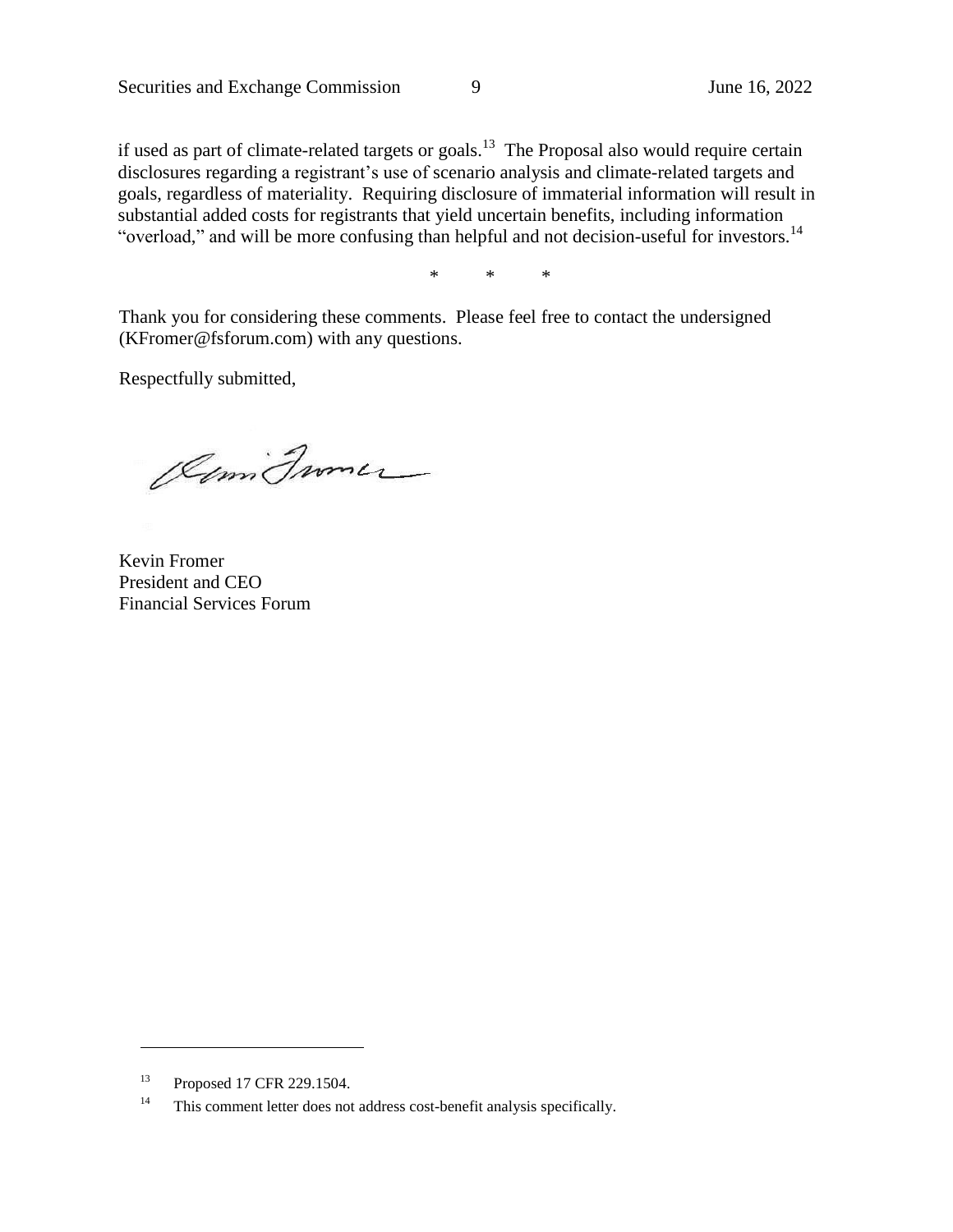if used as part of climate-related targets or goals.[13] The Proposal also would require certain disclosures regarding a registrant's use of scenario analysis and climate-related targets and goals, regardless of materiality. Requiring disclosure of immaterial information will result in substantial added costs for registrants that yield uncertain benefits, including information "overload," and will be more confusing than helpful and not decision-useful for investors.[14]

\* \* \*

Thank you for considering these comments. Please feel free to contact the undersigned (KFromer@fsforum.com) with any questions.

Respectfully submitted,

Kevin Fromer
President and CEO
Financial Services Forum

---

[13] Proposed 17 CFR 229.1504.

[14] This comment letter does not address cost-benefit analysis specifically.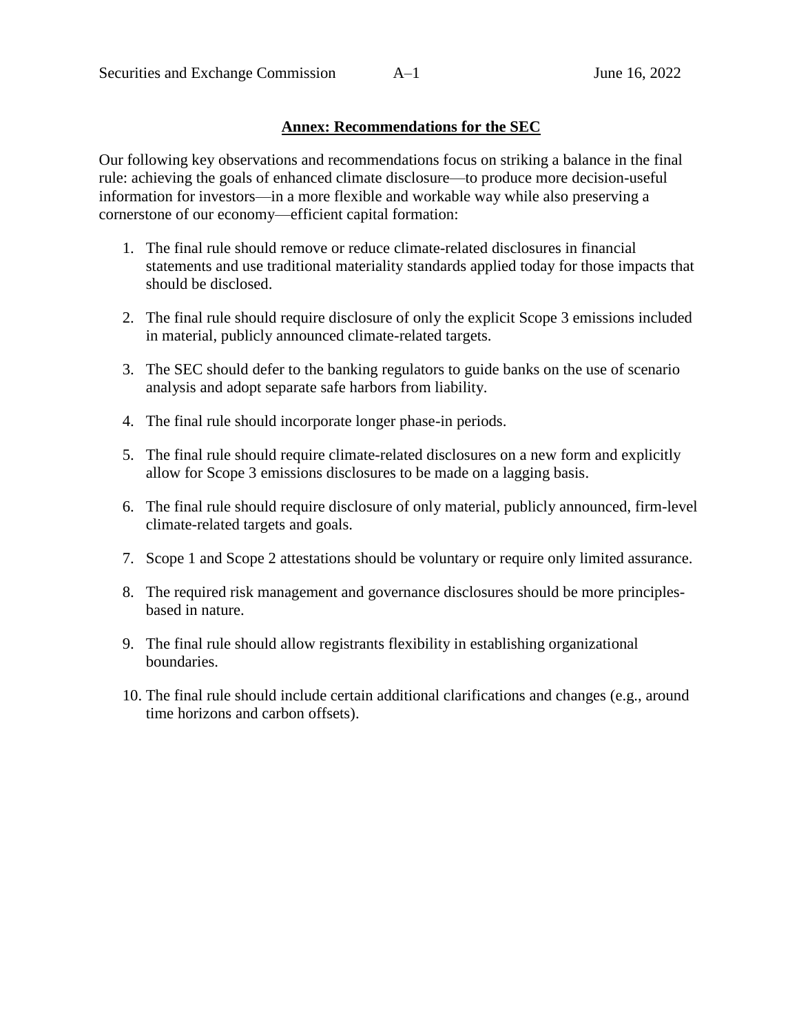## Annex: Recommendations for the SEC

Our following key observations and recommendations focus on striking a balance in the final rule: achieving the goals of enhanced climate disclosure—to produce more decision-useful information for investors—in a more flexible and workable way while also preserving a cornerstone of our economy—efficient capital formation:

1. The final rule should remove or reduce climate-related disclosures in financial statements and use traditional materiality standards applied today for those impacts that should be disclosed.
2. The final rule should require disclosure of only the explicit Scope 3 emissions included in material, publicly announced climate-related targets.
3. The SEC should defer to the banking regulators to guide banks on the use of scenario analysis and adopt separate safe harbors from liability.
4. The final rule should incorporate longer phase-in periods.
5. The final rule should require climate-related disclosures on a new form and explicitly allow for Scope 3 emissions disclosures to be made on a lagging basis.
6. The final rule should require disclosure of only material, publicly announced, firm-level climate-related targets and goals.
7. Scope 1 and Scope 2 attestations should be voluntary or require only limited assurance.
8. The required risk management and governance disclosures should be more principles-based in nature.
9. The final rule should allow registrants flexibility in establishing organizational boundaries.
10. The final rule should include certain additional clarifications and changes (e.g., around time horizons and carbon offsets).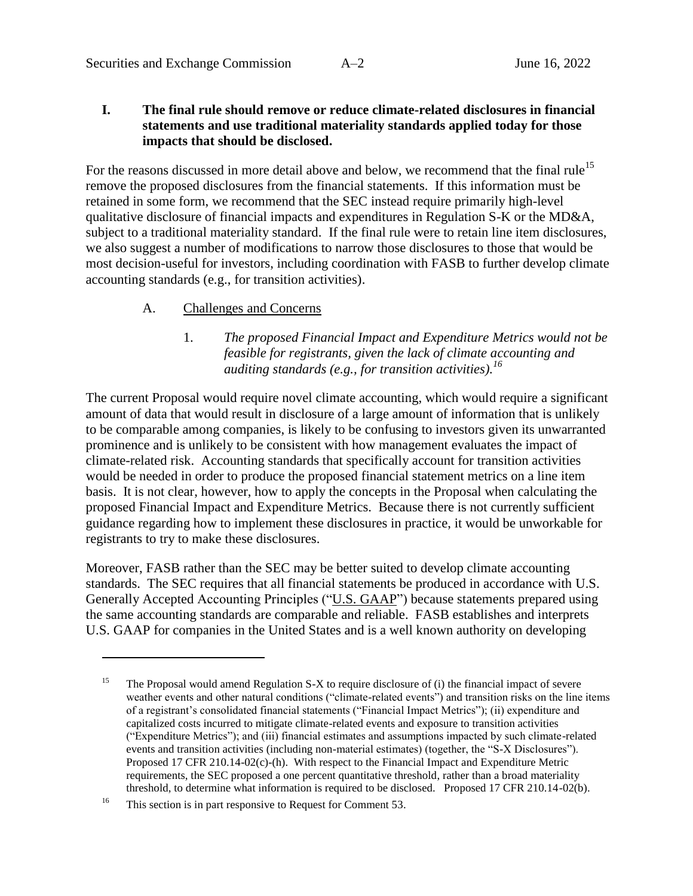## I. The final rule should remove or reduce climate-related disclosures in financial statements and use traditional materiality standards applied today for those impacts that should be disclosed.

For the reasons discussed in more detail above and below, we recommend that the final rule[15] remove the proposed disclosures from the financial statements. If this information must be retained in some form, we recommend that the SEC instead require primarily high-level qualitative disclosure of financial impacts and expenditures in Regulation S-K or the MD&A, subject to a traditional materiality standard. If the final rule were to retain line item disclosures, we also suggest a number of modifications to narrow those disclosures to those that would be most decision-useful for investors, including coordination with FASB to further develop climate accounting standards (e.g., for transition activities).

### A. Challenges and Concerns

#### 1. *The proposed Financial Impact and Expenditure Metrics would not be feasible for registrants, given the lack of climate accounting and auditing standards (e.g., for transition activities).*[16]

The current Proposal would require novel climate accounting, which would require a significant amount of data that would result in disclosure of a large amount of information that is unlikely to be comparable among companies, is likely to be confusing to investors given its unwarranted prominence and is unlikely to be consistent with how management evaluates the impact of climate-related risk. Accounting standards that specifically account for transition activities would be needed in order to produce the proposed financial statement metrics on a line item basis. It is not clear, however, how to apply the concepts in the Proposal when calculating the proposed Financial Impact and Expenditure Metrics. Because there is not currently sufficient guidance regarding how to implement these disclosures in practice, it would be unworkable for registrants to try to make these disclosures.

Moreover, FASB rather than the SEC may be better suited to develop climate accounting standards. The SEC requires that all financial statements be produced in accordance with U.S. Generally Accepted Accounting Principles ("U.S. GAAP") because statements prepared using the same accounting standards are comparable and reliable. FASB establishes and interprets U.S. GAAP for companies in the United States and is a well known authority on developing

---

[15] The Proposal would amend Regulation S-X to require disclosure of (i) the financial impact of severe weather events and other natural conditions ("climate-related events") and transition risks on the line items of a registrant's consolidated financial statements ("Financial Impact Metrics"); (ii) expenditure and capitalized costs incurred to mitigate climate-related events and exposure to transition activities ("Expenditure Metrics"); and (iii) financial estimates and assumptions impacted by such climate-related events and transition activities (including non-material estimates) (together, the "S-X Disclosures"). Proposed 17 CFR 210.14-02(c)-(h). With respect to the Financial Impact and Expenditure Metric requirements, the SEC proposed a one percent quantitative threshold, rather than a broad materiality threshold, to determine what information is required to be disclosed. Proposed 17 CFR 210.14-02(b).

[16] This section is in part responsive to Request for Comment 53.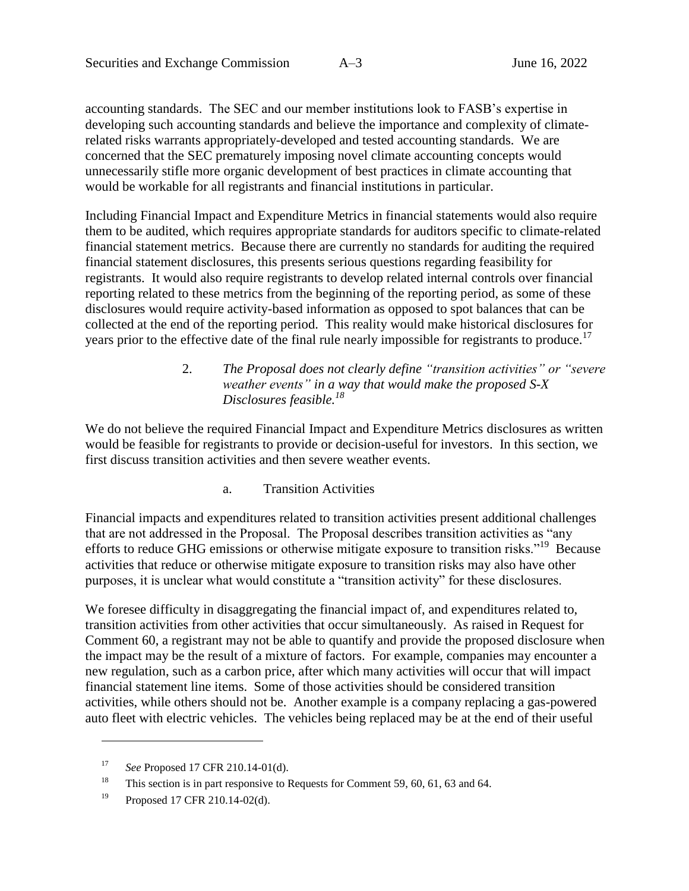accounting standards. The SEC and our member institutions look to FASB's expertise in developing such accounting standards and believe the importance and complexity of climate-related risks warrants appropriately-developed and tested accounting standards. We are concerned that the SEC prematurely imposing novel climate accounting concepts would unnecessarily stifle more organic development of best practices in climate accounting that would be workable for all registrants and financial institutions in particular.

Including Financial Impact and Expenditure Metrics in financial statements would also require them to be audited, which requires appropriate standards for auditors specific to climate-related financial statement metrics. Because there are currently no standards for auditing the required financial statement disclosures, this presents serious questions regarding feasibility for registrants. It would also require registrants to develop related internal controls over financial reporting related to these metrics from the beginning of the reporting period, as some of these disclosures would require activity-based information as opposed to spot balances that can be collected at the end of the reporting period. This reality would make historical disclosures for years prior to the effective date of the final rule nearly impossible for registrants to produce.[17]

### 2. *The Proposal does not clearly define "transition activities" or "severe weather events" in a way that would make the proposed S-X Disclosures feasible.*[18]

We do not believe the required Financial Impact and Expenditure Metrics disclosures as written would be feasible for registrants to provide or decision-useful for investors. In this section, we first discuss transition activities and then severe weather events.

#### a. Transition Activities

Financial impacts and expenditures related to transition activities present additional challenges that are not addressed in the Proposal. The Proposal describes transition activities as "any efforts to reduce GHG emissions or otherwise mitigate exposure to transition risks."[19] Because activities that reduce or otherwise mitigate exposure to transition risks may also have other purposes, it is unclear what would constitute a "transition activity" for these disclosures.

We foresee difficulty in disaggregating the financial impact of, and expenditures related to, transition activities from other activities that occur simultaneously. As raised in Request for Comment 60, a registrant may not be able to quantify and provide the proposed disclosure when the impact may be the result of a mixture of factors. For example, companies may encounter a new regulation, such as a carbon price, after which many activities will occur that will impact financial statement line items. Some of those activities should be considered transition activities, while others should not be. Another example is a company replacing a gas-powered auto fleet with electric vehicles. The vehicles being replaced may be at the end of their useful

---

[17] *See* Proposed 17 CFR 210.14-01(d).

[18] This section is in part responsive to Requests for Comment 59, 60, 61, 63 and 64.

[19] Proposed 17 CFR 210.14-02(d).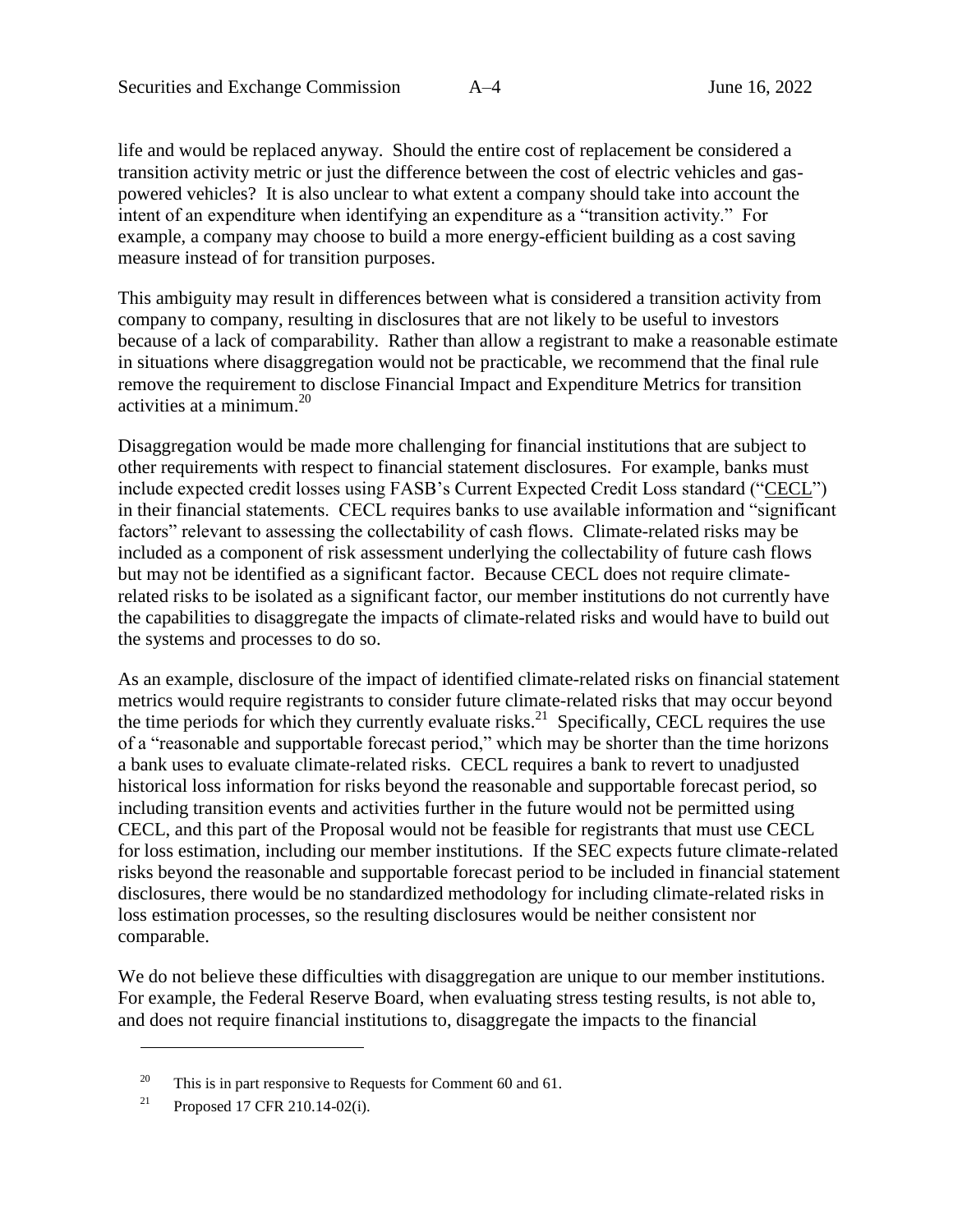life and would be replaced anyway. Should the entire cost of replacement be considered a transition activity metric or just the difference between the cost of electric vehicles and gas-powered vehicles? It is also unclear to what extent a company should take into account the intent of an expenditure when identifying an expenditure as a "transition activity." For example, a company may choose to build a more energy-efficient building as a cost saving measure instead of for transition purposes.

This ambiguity may result in differences between what is considered a transition activity from company to company, resulting in disclosures that are not likely to be useful to investors because of a lack of comparability. Rather than allow a registrant to make a reasonable estimate in situations where disaggregation would not be practicable, we recommend that the final rule remove the requirement to disclose Financial Impact and Expenditure Metrics for transition activities at a minimum.[20]

Disaggregation would be made more challenging for financial institutions that are subject to other requirements with respect to financial statement disclosures. For example, banks must include expected credit losses using FASB's Current Expected Credit Loss standard ("CECL") in their financial statements. CECL requires banks to use available information and "significant factors" relevant to assessing the collectability of cash flows. Climate-related risks may be included as a component of risk assessment underlying the collectability of future cash flows but may not be identified as a significant factor. Because CECL does not require climate-related risks to be isolated as a significant factor, our member institutions do not currently have the capabilities to disaggregate the impacts of climate-related risks and would have to build out the systems and processes to do so.

As an example, disclosure of the impact of identified climate-related risks on financial statement metrics would require registrants to consider future climate-related risks that may occur beyond the time periods for which they currently evaluate risks.[21] Specifically, CECL requires the use of a "reasonable and supportable forecast period," which may be shorter than the time horizons a bank uses to evaluate climate-related risks. CECL requires a bank to revert to unadjusted historical loss information for risks beyond the reasonable and supportable forecast period, so including transition events and activities further in the future would not be permitted using CECL, and this part of the Proposal would not be feasible for registrants that must use CECL for loss estimation, including our member institutions. If the SEC expects future climate-related risks beyond the reasonable and supportable forecast period to be included in financial statement disclosures, there would be no standardized methodology for including climate-related risks in loss estimation processes, so the resulting disclosures would be neither consistent nor comparable.

We do not believe these difficulties with disaggregation are unique to our member institutions. For example, the Federal Reserve Board, when evaluating stress testing results, is not able to, and does not require financial institutions to, disaggregate the impacts to the financial

---

[20] This is in part responsive to Requests for Comment 60 and 61.

[21] Proposed 17 CFR 210.14-02(i).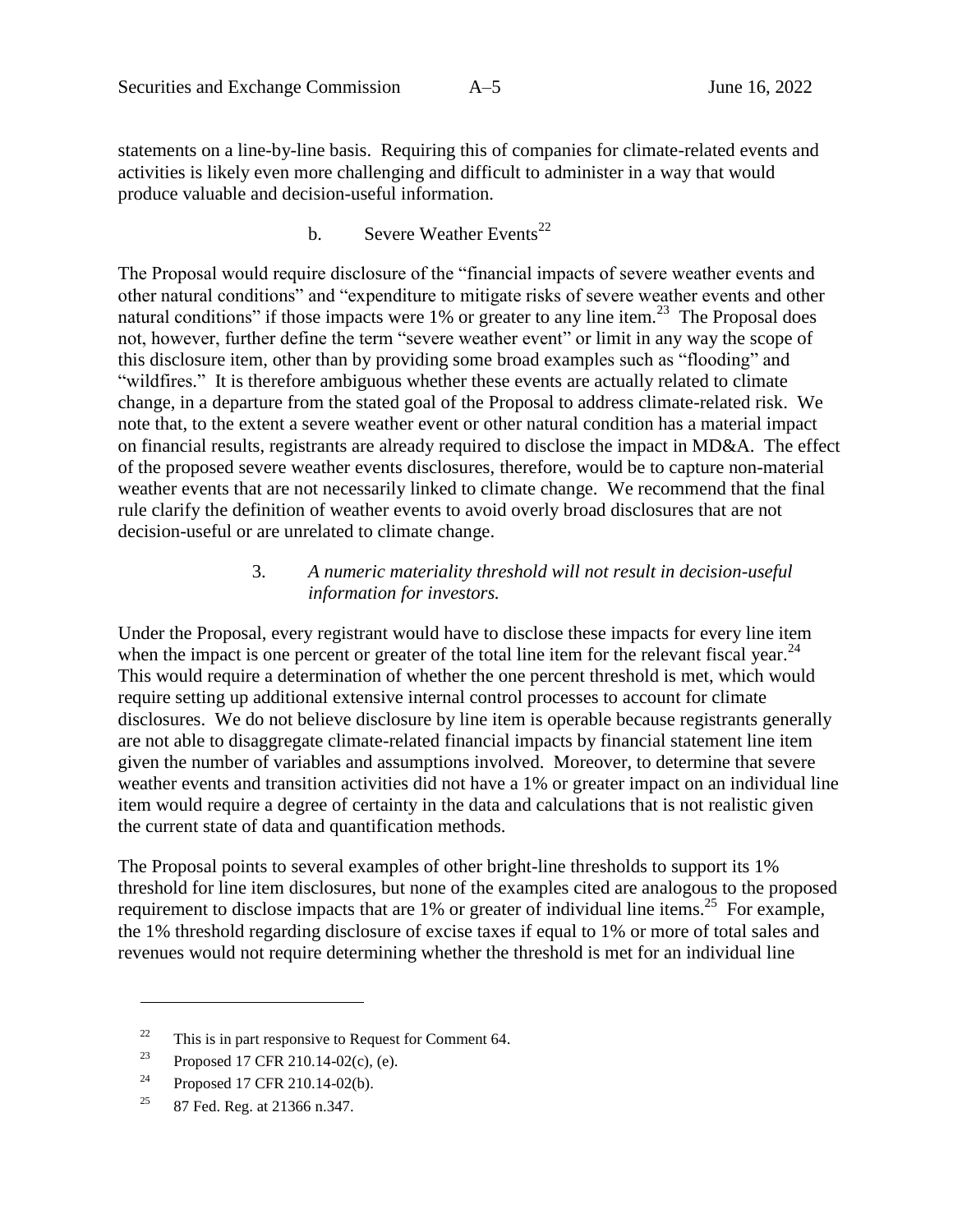statements on a line-by-line basis. Requiring this of companies for climate-related events and activities is likely even more challenging and difficult to administer in a way that would produce valuable and decision-useful information.

b. Severe Weather Events[22]

The Proposal would require disclosure of the "financial impacts of severe weather events and other natural conditions" and "expenditure to mitigate risks of severe weather events and other natural conditions" if those impacts were 1% or greater to any line item.[23] The Proposal does not, however, further define the term "severe weather event" or limit in any way the scope of this disclosure item, other than by providing some broad examples such as "flooding" and "wildfires." It is therefore ambiguous whether these events are actually related to climate change, in a departure from the stated goal of the Proposal to address climate-related risk. We note that, to the extent a severe weather event or other natural condition has a material impact on financial results, registrants are already required to disclose the impact in MD&A. The effect of the proposed severe weather events disclosures, therefore, would be to capture non-material weather events that are not necessarily linked to climate change. We recommend that the final rule clarify the definition of weather events to avoid overly broad disclosures that are not decision-useful or are unrelated to climate change.

3. *A numeric materiality threshold will not result in decision-useful information for investors.*

Under the Proposal, every registrant would have to disclose these impacts for every line item when the impact is one percent or greater of the total line item for the relevant fiscal year.[24] This would require a determination of whether the one percent threshold is met, which would require setting up additional extensive internal control processes to account for climate disclosures. We do not believe disclosure by line item is operable because registrants generally are not able to disaggregate climate-related financial impacts by financial statement line item given the number of variables and assumptions involved. Moreover, to determine that severe weather events and transition activities did not have a 1% or greater impact on an individual line item would require a degree of certainty in the data and calculations that is not realistic given the current state of data and quantification methods.

The Proposal points to several examples of other bright-line thresholds to support its 1% threshold for line item disclosures, but none of the examples cited are analogous to the proposed requirement to disclose impacts that are 1% or greater of individual line items.[25] For example, the 1% threshold regarding disclosure of excise taxes if equal to 1% or more of total sales and revenues would not require determining whether the threshold is met for an individual line

---

[22] This is in part responsive to Request for Comment 64.

[23] Proposed 17 CFR 210.14-02(c), (e).

[24] Proposed 17 CFR 210.14-02(b).

[25] 87 Fed. Reg. at 21366 n.347.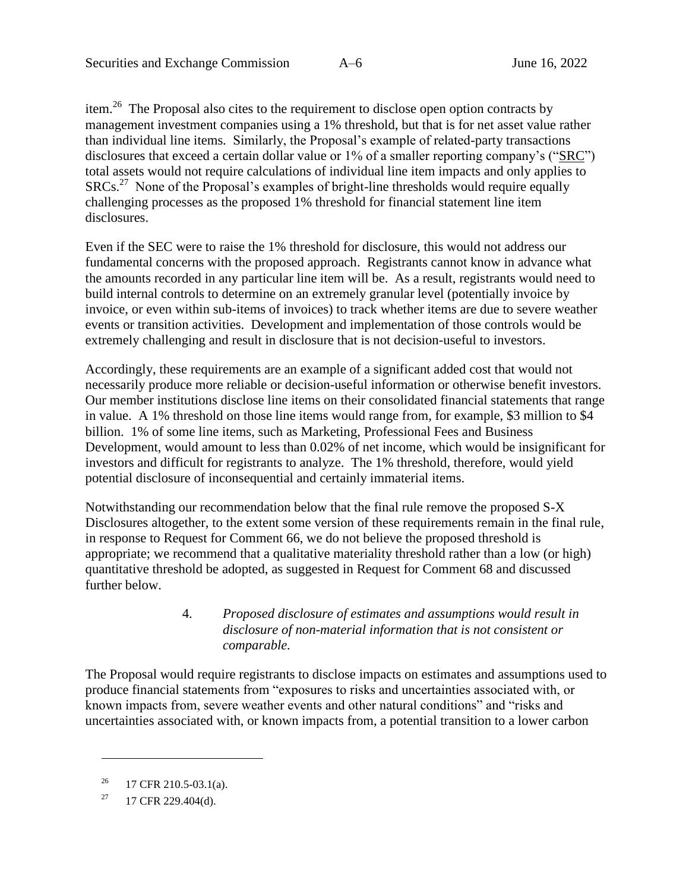item.[26] The Proposal also cites to the requirement to disclose open option contracts by management investment companies using a 1% threshold, but that is for net asset value rather than individual line items. Similarly, the Proposal's example of related-party transactions disclosures that exceed a certain dollar value or 1% of a smaller reporting company's ("SRC") total assets would not require calculations of individual line item impacts and only applies to SRCs.[27] None of the Proposal's examples of bright-line thresholds would require equally challenging processes as the proposed 1% threshold for financial statement line item disclosures.

Even if the SEC were to raise the 1% threshold for disclosure, this would not address our fundamental concerns with the proposed approach. Registrants cannot know in advance what the amounts recorded in any particular line item will be. As a result, registrants would need to build internal controls to determine on an extremely granular level (potentially invoice by invoice, or even within sub-items of invoices) to track whether items are due to severe weather events or transition activities. Development and implementation of those controls would be extremely challenging and result in disclosure that is not decision-useful to investors.

Accordingly, these requirements are an example of a significant added cost that would not necessarily produce more reliable or decision-useful information or otherwise benefit investors. Our member institutions disclose line items on their consolidated financial statements that range in value. A 1% threshold on those line items would range from, for example, $3 million to $4 billion. 1% of some line items, such as Marketing, Professional Fees and Business Development, would amount to less than 0.02% of net income, which would be insignificant for investors and difficult for registrants to analyze. The 1% threshold, therefore, would yield potential disclosure of inconsequential and certainly immaterial items.

Notwithstanding our recommendation below that the final rule remove the proposed S-X Disclosures altogether, to the extent some version of these requirements remain in the final rule, in response to Request for Comment 66, we do not believe the proposed threshold is appropriate; we recommend that a qualitative materiality threshold rather than a low (or high) quantitative threshold be adopted, as suggested in Request for Comment 68 and discussed further below.

4. *Proposed disclosure of estimates and assumptions would result in disclosure of non-material information that is not consistent or comparable.*

The Proposal would require registrants to disclose impacts on estimates and assumptions used to produce financial statements from "exposures to risks and uncertainties associated with, or known impacts from, severe weather events and other natural conditions" and "risks and uncertainties associated with, or known impacts from, a potential transition to a lower carbon

[26] 17 CFR 210.5-03.1(a).

[27] 17 CFR 229.404(d).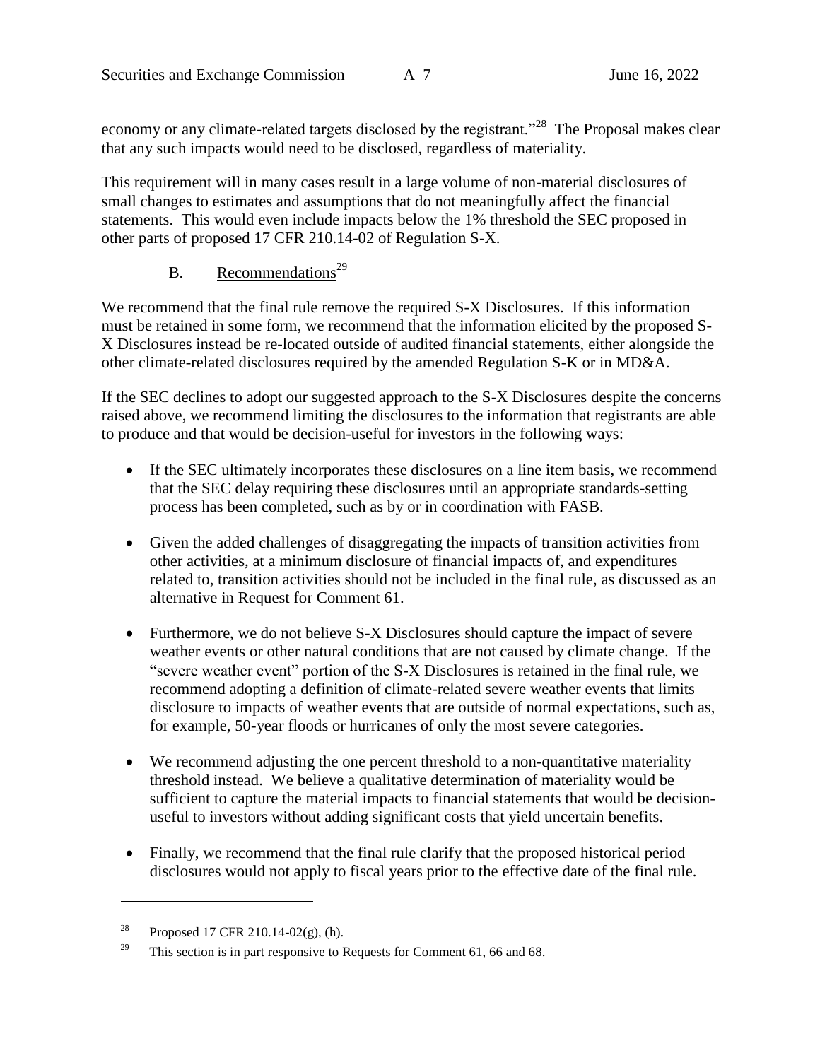economy or any climate-related targets disclosed by the registrant."[28] The Proposal makes clear that any such impacts would need to be disclosed, regardless of materiality.

This requirement will in many cases result in a large volume of non-material disclosures of small changes to estimates and assumptions that do not meaningfully affect the financial statements. This would even include impacts below the 1% threshold the SEC proposed in other parts of proposed 17 CFR 210.14-02 of Regulation S-X.

### B. Recommendations[29]

We recommend that the final rule remove the required S-X Disclosures. If this information must be retained in some form, we recommend that the information elicited by the proposed S-X Disclosures instead be re-located outside of audited financial statements, either alongside the other climate-related disclosures required by the amended Regulation S-K or in MD&A.

If the SEC declines to adopt our suggested approach to the S-X Disclosures despite the concerns raised above, we recommend limiting the disclosures to the information that registrants are able to produce and that would be decision-useful for investors in the following ways:

- If the SEC ultimately incorporates these disclosures on a line item basis, we recommend that the SEC delay requiring these disclosures until an appropriate standards-setting process has been completed, such as by or in coordination with FASB.
- Given the added challenges of disaggregating the impacts of transition activities from other activities, at a minimum disclosure of financial impacts of, and expenditures related to, transition activities should not be included in the final rule, as discussed as an alternative in Request for Comment 61.
- Furthermore, we do not believe S-X Disclosures should capture the impact of severe weather events or other natural conditions that are not caused by climate change. If the "severe weather event" portion of the S-X Disclosures is retained in the final rule, we recommend adopting a definition of climate-related severe weather events that limits disclosure to impacts of weather events that are outside of normal expectations, such as, for example, 50-year floods or hurricanes of only the most severe categories.
- We recommend adjusting the one percent threshold to a non-quantitative materiality threshold instead. We believe a qualitative determination of materiality would be sufficient to capture the material impacts to financial statements that would be decision-useful to investors without adding significant costs that yield uncertain benefits.
- Finally, we recommend that the final rule clarify that the proposed historical period disclosures would not apply to fiscal years prior to the effective date of the final rule.

---

[28] Proposed 17 CFR 210.14-02(g), (h).

[29] This section is in part responsive to Requests for Comment 61, 66 and 68.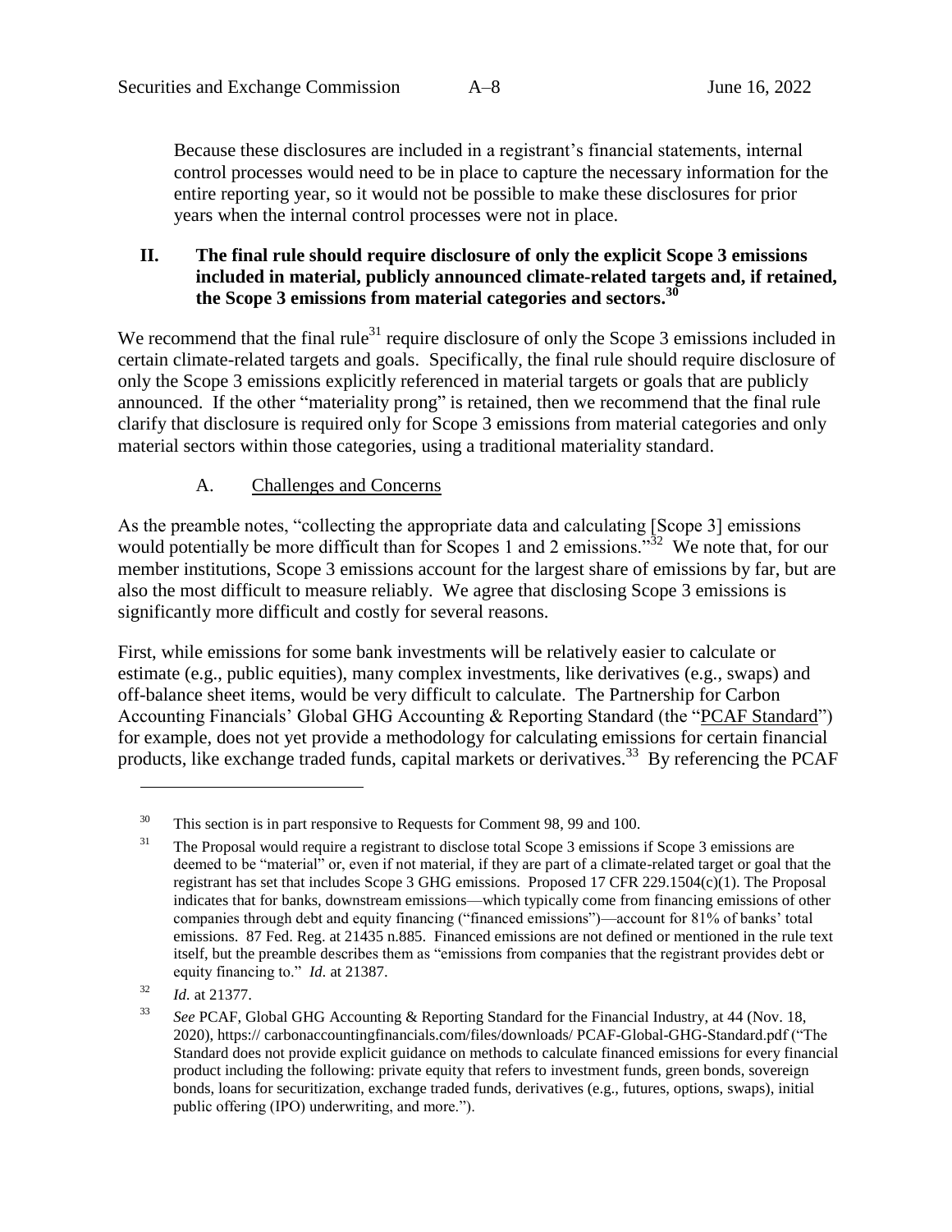Because these disclosures are included in a registrant's financial statements, internal control processes would need to be in place to capture the necessary information for the entire reporting year, so it would not be possible to make these disclosures for prior years when the internal control processes were not in place.

## II. The final rule should require disclosure of only the explicit Scope 3 emissions included in material, publicly announced climate-related targets and, if retained, the Scope 3 emissions from material categories and sectors.[30]

We recommend that the final rule[31] require disclosure of only the Scope 3 emissions included in certain climate-related targets and goals. Specifically, the final rule should require disclosure of only the Scope 3 emissions explicitly referenced in material targets or goals that are publicly announced. If the other "materiality prong" is retained, then we recommend that the final rule clarify that disclosure is required only for Scope 3 emissions from material categories and only material sectors within those categories, using a traditional materiality standard.

### A. Challenges and Concerns

As the preamble notes, "collecting the appropriate data and calculating [Scope 3] emissions would potentially be more difficult than for Scopes 1 and 2 emissions."[32] We note that, for our member institutions, Scope 3 emissions account for the largest share of emissions by far, but are also the most difficult to measure reliably. We agree that disclosing Scope 3 emissions is significantly more difficult and costly for several reasons.

First, while emissions for some bank investments will be relatively easier to calculate or estimate (e.g., public equities), many complex investments, like derivatives (e.g., swaps) and off-balance sheet items, would be very difficult to calculate. The Partnership for Carbon Accounting Financials' Global GHG Accounting & Reporting Standard (the "PCAF Standard") for example, does not yet provide a methodology for calculating emissions for certain financial products, like exchange traded funds, capital markets or derivatives.[33] By referencing the PCAF

---

[30] This section is in part responsive to Requests for Comment 98, 99 and 100.

[31] The Proposal would require a registrant to disclose total Scope 3 emissions if Scope 3 emissions are deemed to be "material" or, even if not material, if they are part of a climate-related target or goal that the registrant has set that includes Scope 3 GHG emissions. Proposed 17 CFR 229.1504(c)(1). The Proposal indicates that for banks, downstream emissions—which typically come from financing emissions of other companies through debt and equity financing ("financed emissions")—account for 81% of banks' total emissions. 87 Fed. Reg. at 21435 n.885. Financed emissions are not defined or mentioned in the rule text itself, but the preamble describes them as "emissions from companies that the registrant provides debt or equity financing to." *Id.* at 21387.

[32] *Id.* at 21377.

[33] *See* PCAF, Global GHG Accounting & Reporting Standard for the Financial Industry, at 44 (Nov. 18, 2020), https:// carbonaccountingfinancials.com/files/downloads/ PCAF-Global-GHG-Standard.pdf ("The Standard does not provide explicit guidance on methods to calculate financed emissions for every financial product including the following: private equity that refers to investment funds, green bonds, sovereign bonds, loans for securitization, exchange traded funds, derivatives (e.g., futures, options, swaps), initial public offering (IPO) underwriting, and more.").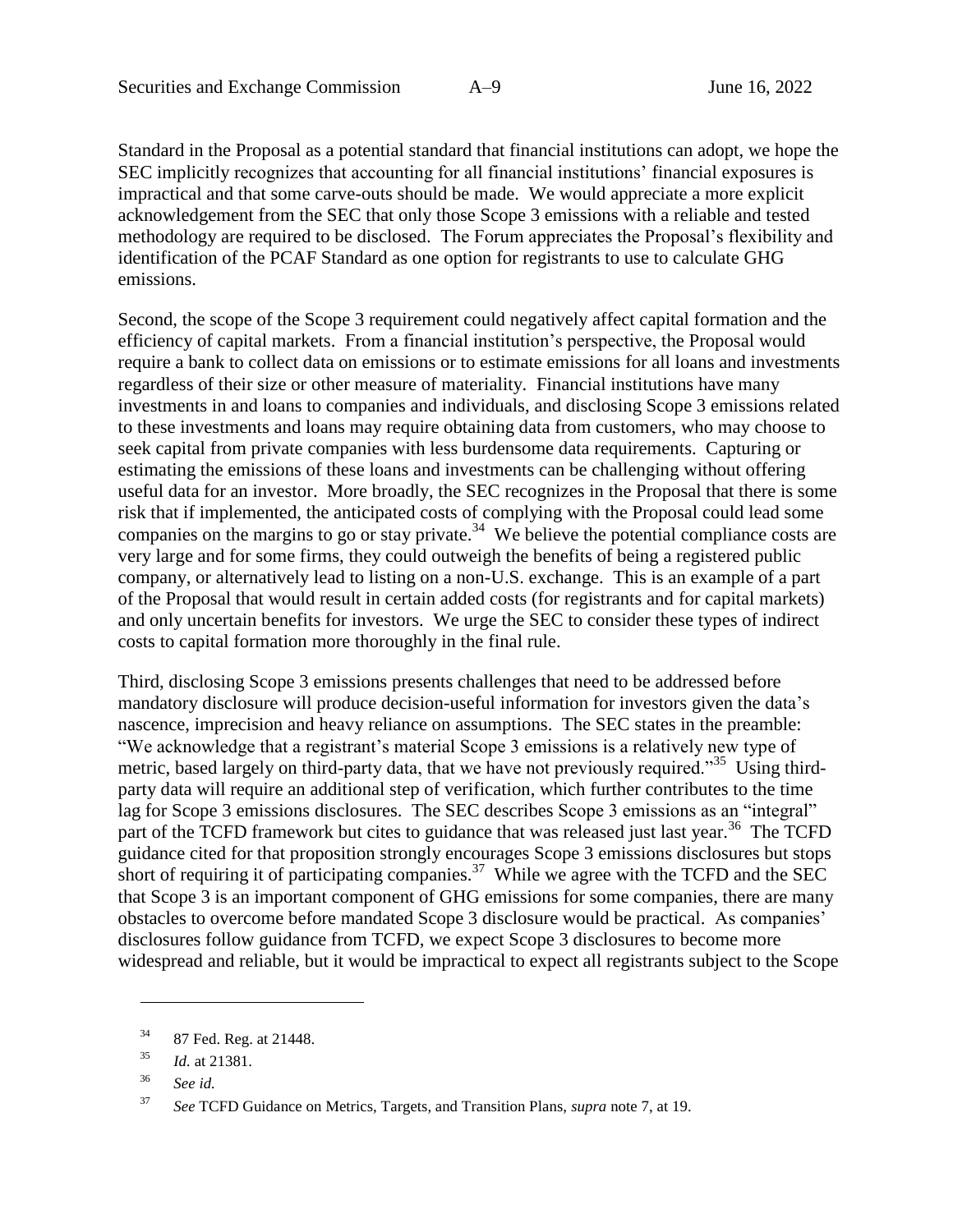Standard in the Proposal as a potential standard that financial institutions can adopt, we hope the SEC implicitly recognizes that accounting for all financial institutions' financial exposures is impractical and that some carve-outs should be made. We would appreciate a more explicit acknowledgement from the SEC that only those Scope 3 emissions with a reliable and tested methodology are required to be disclosed. The Forum appreciates the Proposal's flexibility and identification of the PCAF Standard as one option for registrants to use to calculate GHG emissions.

Second, the scope of the Scope 3 requirement could negatively affect capital formation and the efficiency of capital markets. From a financial institution's perspective, the Proposal would require a bank to collect data on emissions or to estimate emissions for all loans and investments regardless of their size or other measure of materiality. Financial institutions have many investments in and loans to companies and individuals, and disclosing Scope 3 emissions related to these investments and loans may require obtaining data from customers, who may choose to seek capital from private companies with less burdensome data requirements. Capturing or estimating the emissions of these loans and investments can be challenging without offering useful data for an investor. More broadly, the SEC recognizes in the Proposal that there is some risk that if implemented, the anticipated costs of complying with the Proposal could lead some companies on the margins to go or stay private.[34] We believe the potential compliance costs are very large and for some firms, they could outweigh the benefits of being a registered public company, or alternatively lead to listing on a non-U.S. exchange. This is an example of a part of the Proposal that would result in certain added costs (for registrants and for capital markets) and only uncertain benefits for investors. We urge the SEC to consider these types of indirect costs to capital formation more thoroughly in the final rule.

Third, disclosing Scope 3 emissions presents challenges that need to be addressed before mandatory disclosure will produce decision-useful information for investors given the data's nascence, imprecision and heavy reliance on assumptions. The SEC states in the preamble: "We acknowledge that a registrant's material Scope 3 emissions is a relatively new type of metric, based largely on third-party data, that we have not previously required."[35] Using third-party data will require an additional step of verification, which further contributes to the time lag for Scope 3 emissions disclosures. The SEC describes Scope 3 emissions as an "integral" part of the TCFD framework but cites to guidance that was released just last year.[36] The TCFD guidance cited for that proposition strongly encourages Scope 3 emissions disclosures but stops short of requiring it of participating companies.[37] While we agree with the TCFD and the SEC that Scope 3 is an important component of GHG emissions for some companies, there are many obstacles to overcome before mandated Scope 3 disclosure would be practical. As companies' disclosures follow guidance from TCFD, we expect Scope 3 disclosures to become more widespread and reliable, but it would be impractical to expect all registrants subject to the Scope

---

[34] 87 Fed. Reg. at 21448.

[35] *Id.* at 21381.

[36] *See id.*

[37] *See* TCFD Guidance on Metrics, Targets, and Transition Plans, *supra* note 7, at 19.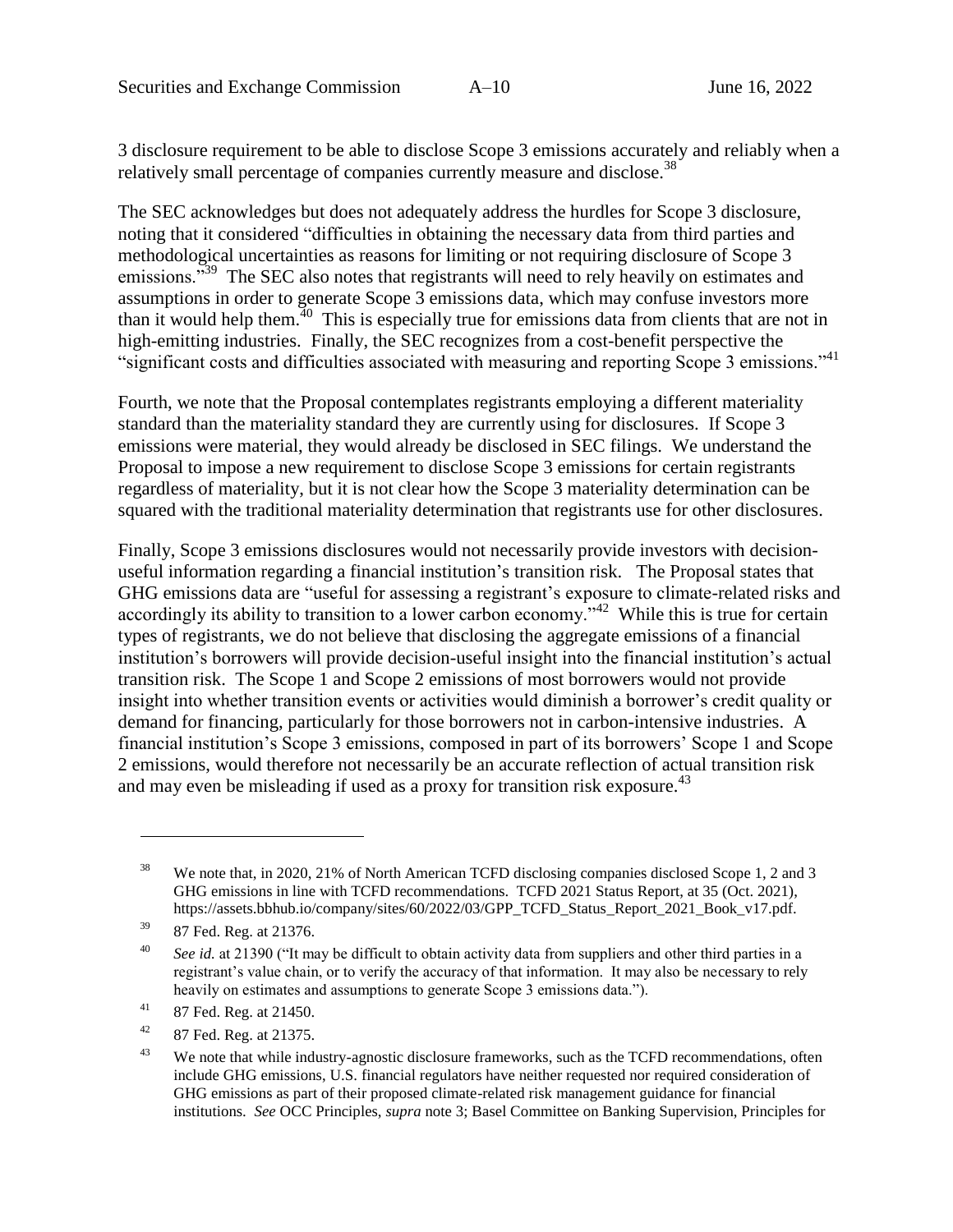3 disclosure requirement to be able to disclose Scope 3 emissions accurately and reliably when a relatively small percentage of companies currently measure and disclose.[38]

The SEC acknowledges but does not adequately address the hurdles for Scope 3 disclosure, noting that it considered "difficulties in obtaining the necessary data from third parties and methodological uncertainties as reasons for limiting or not requiring disclosure of Scope 3 emissions."[39] The SEC also notes that registrants will need to rely heavily on estimates and assumptions in order to generate Scope 3 emissions data, which may confuse investors more than it would help them.[40] This is especially true for emissions data from clients that are not in high-emitting industries. Finally, the SEC recognizes from a cost-benefit perspective the "significant costs and difficulties associated with measuring and reporting Scope 3 emissions."[41]

Fourth, we note that the Proposal contemplates registrants employing a different materiality standard than the materiality standard they are currently using for disclosures. If Scope 3 emissions were material, they would already be disclosed in SEC filings. We understand the Proposal to impose a new requirement to disclose Scope 3 emissions for certain registrants regardless of materiality, but it is not clear how the Scope 3 materiality determination can be squared with the traditional materiality determination that registrants use for other disclosures.

Finally, Scope 3 emissions disclosures would not necessarily provide investors with decision-useful information regarding a financial institution's transition risk. The Proposal states that GHG emissions data are "useful for assessing a registrant's exposure to climate-related risks and accordingly its ability to transition to a lower carbon economy."[42] While this is true for certain types of registrants, we do not believe that disclosing the aggregate emissions of a financial institution's borrowers will provide decision-useful insight into the financial institution's actual transition risk. The Scope 1 and Scope 2 emissions of most borrowers would not provide insight into whether transition events or activities would diminish a borrower's credit quality or demand for financing, particularly for those borrowers not in carbon-intensive industries. A financial institution's Scope 3 emissions, composed in part of its borrowers' Scope 1 and Scope 2 emissions, would therefore not necessarily be an accurate reflection of actual transition risk and may even be misleading if used as a proxy for transition risk exposure.[43]

---

[38] We note that, in 2020, 21% of North American TCFD disclosing companies disclosed Scope 1, 2 and 3 GHG emissions in line with TCFD recommendations. TCFD 2021 Status Report, at 35 (Oct. 2021), https://assets.bbhub.io/company/sites/60/2022/03/GPP_TCFD_Status_Report_2021_Book_v17.pdf.

[39] 87 Fed. Reg. at 21376.

[40] *See id.* at 21390 ("It may be difficult to obtain activity data from suppliers and other third parties in a registrant's value chain, or to verify the accuracy of that information. It may also be necessary to rely heavily on estimates and assumptions to generate Scope 3 emissions data.").

[41] 87 Fed. Reg. at 21450.

[42] 87 Fed. Reg. at 21375.

[43] We note that while industry-agnostic disclosure frameworks, such as the TCFD recommendations, often include GHG emissions, U.S. financial regulators have neither requested nor required consideration of GHG emissions as part of their proposed climate-related risk management guidance for financial institutions. *See* OCC Principles, *supra* note 3; Basel Committee on Banking Supervision, Principles for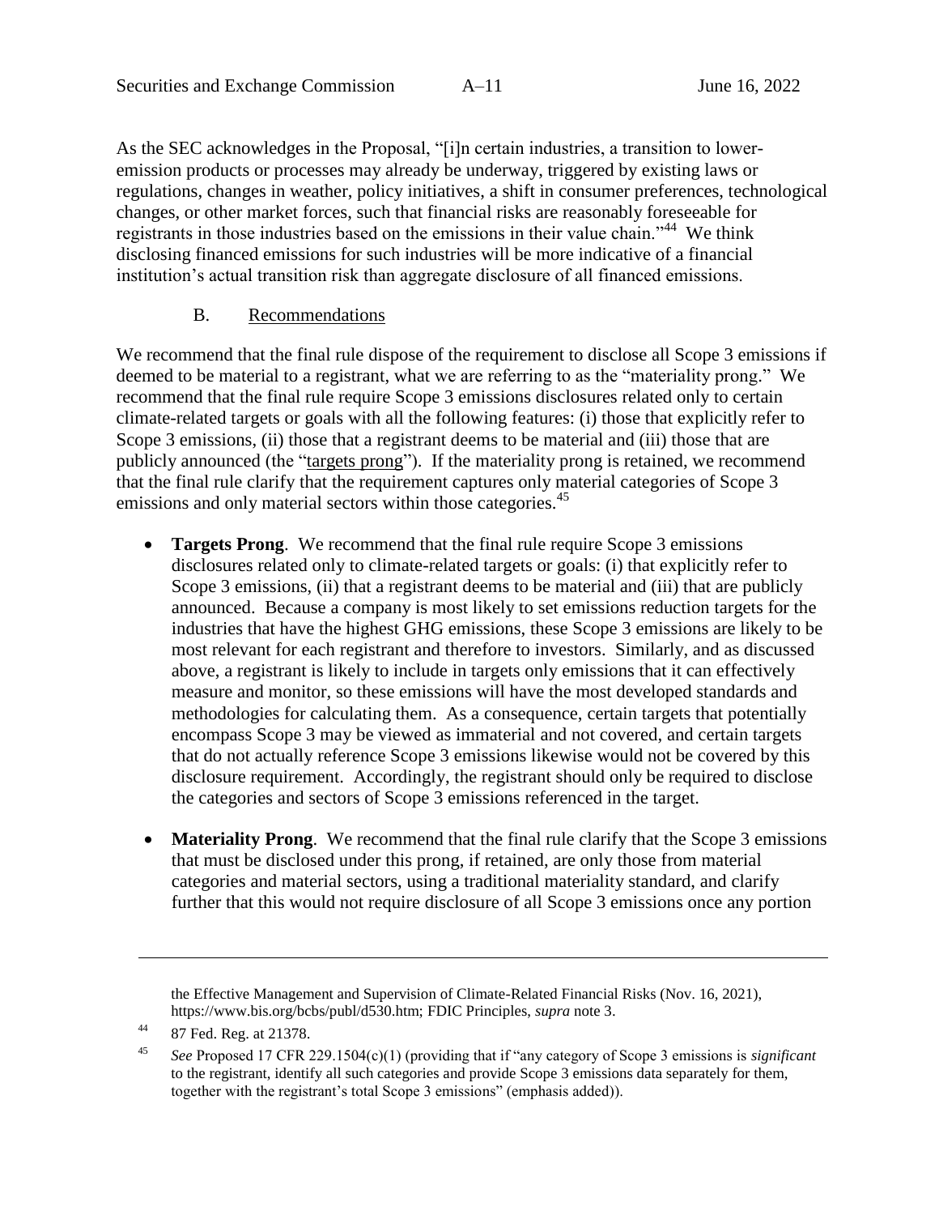As the SEC acknowledges in the Proposal, "[i]n certain industries, a transition to lower-emission products or processes may already be underway, triggered by existing laws or regulations, changes in weather, policy initiatives, a shift in consumer preferences, technological changes, or other market forces, such that financial risks are reasonably foreseeable for registrants in those industries based on the emissions in their value chain."[44] We think disclosing financed emissions for such industries will be more indicative of a financial institution's actual transition risk than aggregate disclosure of all financed emissions.

### B. Recommendations

We recommend that the final rule dispose of the requirement to disclose all Scope 3 emissions if deemed to be material to a registrant, what we are referring to as the "materiality prong." We recommend that the final rule require Scope 3 emissions disclosures related only to certain climate-related targets or goals with all the following features: (i) those that explicitly refer to Scope 3 emissions, (ii) those that a registrant deems to be material and (iii) those that are publicly announced (the "targets prong"). If the materiality prong is retained, we recommend that the final rule clarify that the requirement captures only material categories of Scope 3 emissions and only material sectors within those categories.[45]

- **Targets Prong**. We recommend that the final rule require Scope 3 emissions disclosures related only to climate-related targets or goals: (i) that explicitly refer to Scope 3 emissions, (ii) that a registrant deems to be material and (iii) that are publicly announced. Because a company is most likely to set emissions reduction targets for the industries that have the highest GHG emissions, these Scope 3 emissions are likely to be most relevant for each registrant and therefore to investors. Similarly, and as discussed above, a registrant is likely to include in targets only emissions that it can effectively measure and monitor, so these emissions will have the most developed standards and methodologies for calculating them. As a consequence, certain targets that potentially encompass Scope 3 may be viewed as immaterial and not covered, and certain targets that do not actually reference Scope 3 emissions likewise would not be covered by this disclosure requirement. Accordingly, the registrant should only be required to disclose the categories and sectors of Scope 3 emissions referenced in the target.
- **Materiality Prong**. We recommend that the final rule clarify that the Scope 3 emissions that must be disclosed under this prong, if retained, are only those from material categories and material sectors, using a traditional materiality standard, and clarify further that this would not require disclosure of all Scope 3 emissions once any portion

---

the Effective Management and Supervision of Climate-Related Financial Risks (Nov. 16, 2021), https://www.bis.org/bcbs/publ/d530.htm; FDIC Principles, *supra* note 3.

[44] 87 Fed. Reg. at 21378.

[45] *See* Proposed 17 CFR 229.1504(c)(1) (providing that if "any category of Scope 3 emissions is *significant* to the registrant, identify all such categories and provide Scope 3 emissions data separately for them, together with the registrant's total Scope 3 emissions" (emphasis added)).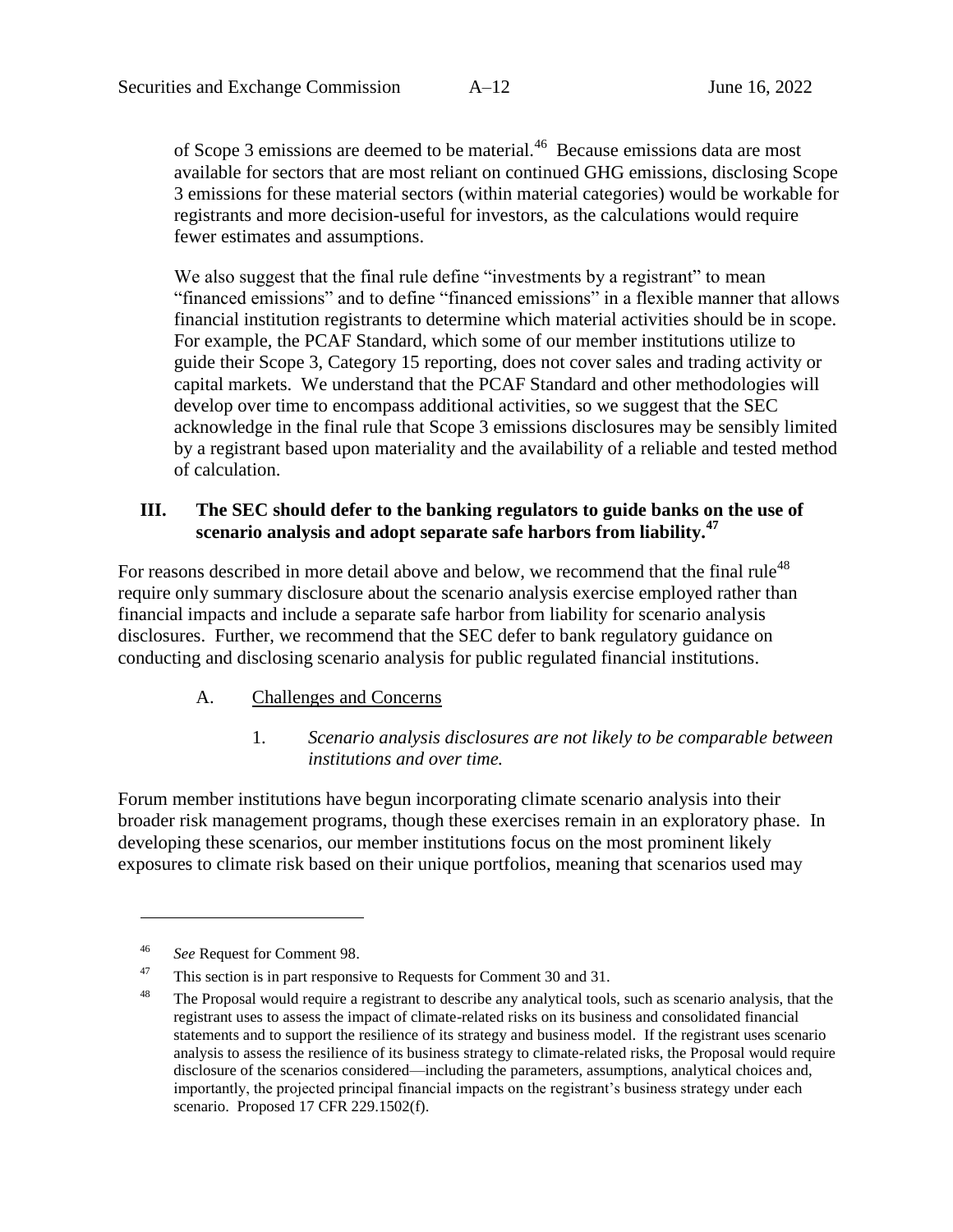of Scope 3 emissions are deemed to be material.[46] Because emissions data are most available for sectors that are most reliant on continued GHG emissions, disclosing Scope 3 emissions for these material sectors (within material categories) would be workable for registrants and more decision-useful for investors, as the calculations would require fewer estimates and assumptions.

We also suggest that the final rule define "investments by a registrant" to mean "financed emissions" and to define "financed emissions" in a flexible manner that allows financial institution registrants to determine which material activities should be in scope. For example, the PCAF Standard, which some of our member institutions utilize to guide their Scope 3, Category 15 reporting, does not cover sales and trading activity or capital markets. We understand that the PCAF Standard and other methodologies will develop over time to encompass additional activities, so we suggest that the SEC acknowledge in the final rule that Scope 3 emissions disclosures may be sensibly limited by a registrant based upon materiality and the availability of a reliable and tested method of calculation.

## III. The SEC should defer to the banking regulators to guide banks on the use of scenario analysis and adopt separate safe harbors from liability.[47]

For reasons described in more detail above and below, we recommend that the final rule[48] require only summary disclosure about the scenario analysis exercise employed rather than financial impacts and include a separate safe harbor from liability for scenario analysis disclosures. Further, we recommend that the SEC defer to bank regulatory guidance on conducting and disclosing scenario analysis for public regulated financial institutions.

### A. Challenges and Concerns

#### 1. *Scenario analysis disclosures are not likely to be comparable between institutions and over time.*

Forum member institutions have begun incorporating climate scenario analysis into their broader risk management programs, though these exercises remain in an exploratory phase. In developing these scenarios, our member institutions focus on the most prominent likely exposures to climate risk based on their unique portfolios, meaning that scenarios used may

---

[46] *See* Request for Comment 98.

[47] This section is in part responsive to Requests for Comment 30 and 31.

[48] The Proposal would require a registrant to describe any analytical tools, such as scenario analysis, that the registrant uses to assess the impact of climate-related risks on its business and consolidated financial statements and to support the resilience of its strategy and business model. If the registrant uses scenario analysis to assess the resilience of its business strategy to climate-related risks, the Proposal would require disclosure of the scenarios considered—including the parameters, assumptions, analytical choices and, importantly, the projected principal financial impacts on the registrant's business strategy under each scenario. Proposed 17 CFR 229.1502(f).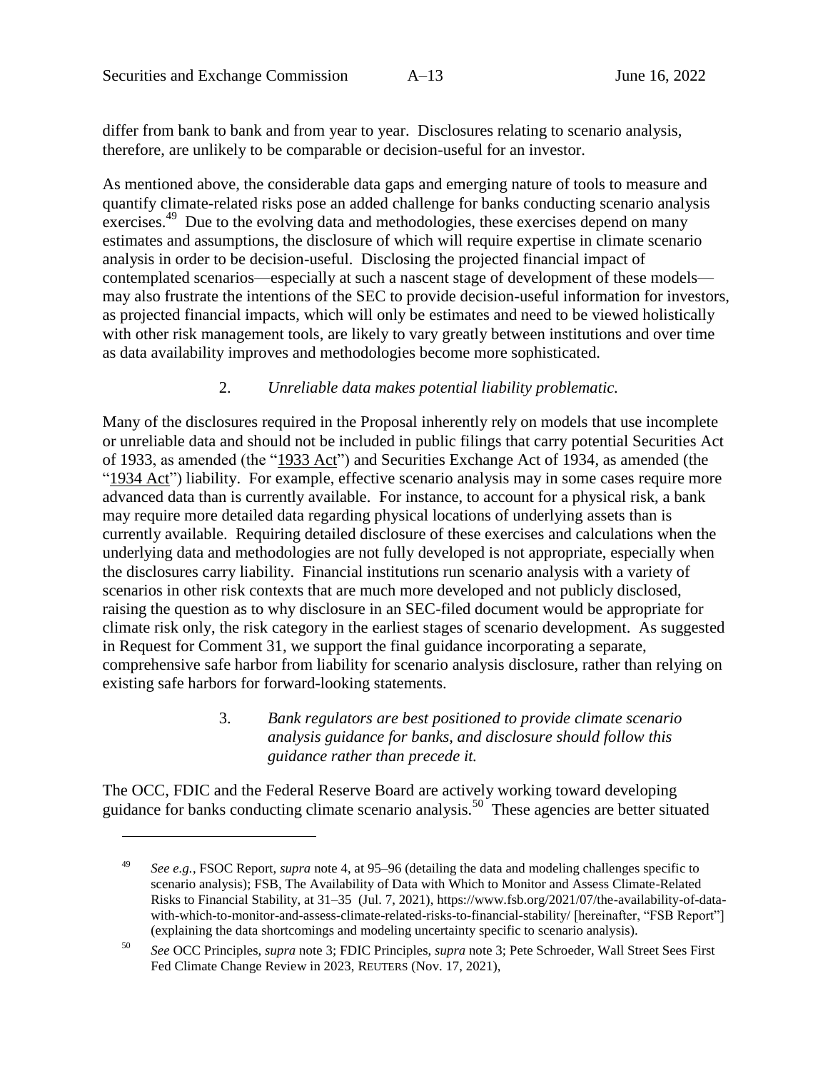differ from bank to bank and from year to year. Disclosures relating to scenario analysis, therefore, are unlikely to be comparable or decision-useful for an investor.

As mentioned above, the considerable data gaps and emerging nature of tools to measure and quantify climate-related risks pose an added challenge for banks conducting scenario analysis exercises.[49] Due to the evolving data and methodologies, these exercises depend on many estimates and assumptions, the disclosure of which will require expertise in climate scenario analysis in order to be decision-useful. Disclosing the projected financial impact of contemplated scenarios—especially at such a nascent stage of development of these models—may also frustrate the intentions of the SEC to provide decision-useful information for investors, as projected financial impacts, which will only be estimates and need to be viewed holistically with other risk management tools, are likely to vary greatly between institutions and over time as data availability improves and methodologies become more sophisticated.

2. *Unreliable data makes potential liability problematic.*

Many of the disclosures required in the Proposal inherently rely on models that use incomplete or unreliable data and should not be included in public filings that carry potential Securities Act of 1933, as amended (the "1933 Act") and Securities Exchange Act of 1934, as amended (the "1934 Act") liability. For example, effective scenario analysis may in some cases require more advanced data than is currently available. For instance, to account for a physical risk, a bank may require more detailed data regarding physical locations of underlying assets than is currently available. Requiring detailed disclosure of these exercises and calculations when the underlying data and methodologies are not fully developed is not appropriate, especially when the disclosures carry liability. Financial institutions run scenario analysis with a variety of scenarios in other risk contexts that are much more developed and not publicly disclosed, raising the question as to why disclosure in an SEC-filed document would be appropriate for climate risk only, the risk category in the earliest stages of scenario development. As suggested in Request for Comment 31, we support the final guidance incorporating a separate, comprehensive safe harbor from liability for scenario analysis disclosure, rather than relying on existing safe harbors for forward-looking statements.

3. *Bank regulators are best positioned to provide climate scenario analysis guidance for banks, and disclosure should follow this guidance rather than precede it.*

The OCC, FDIC and the Federal Reserve Board are actively working toward developing guidance for banks conducting climate scenario analysis.[50] These agencies are better situated

---

[49] *See e.g.*, FSOC Report, *supra* note 4, at 95–96 (detailing the data and modeling challenges specific to scenario analysis); FSB, The Availability of Data with Which to Monitor and Assess Climate-Related Risks to Financial Stability, at 31–35 (Jul. 7, 2021), https://www.fsb.org/2021/07/the-availability-of-data-with-which-to-monitor-and-assess-climate-related-risks-to-financial-stability/ [hereinafter, "FSB Report"] (explaining the data shortcomings and modeling uncertainty specific to scenario analysis).

[50] *See* OCC Principles, *supra* note 3; FDIC Principles, *supra* note 3; Pete Schroeder, Wall Street Sees First Fed Climate Change Review in 2023, REUTERS (Nov. 17, 2021),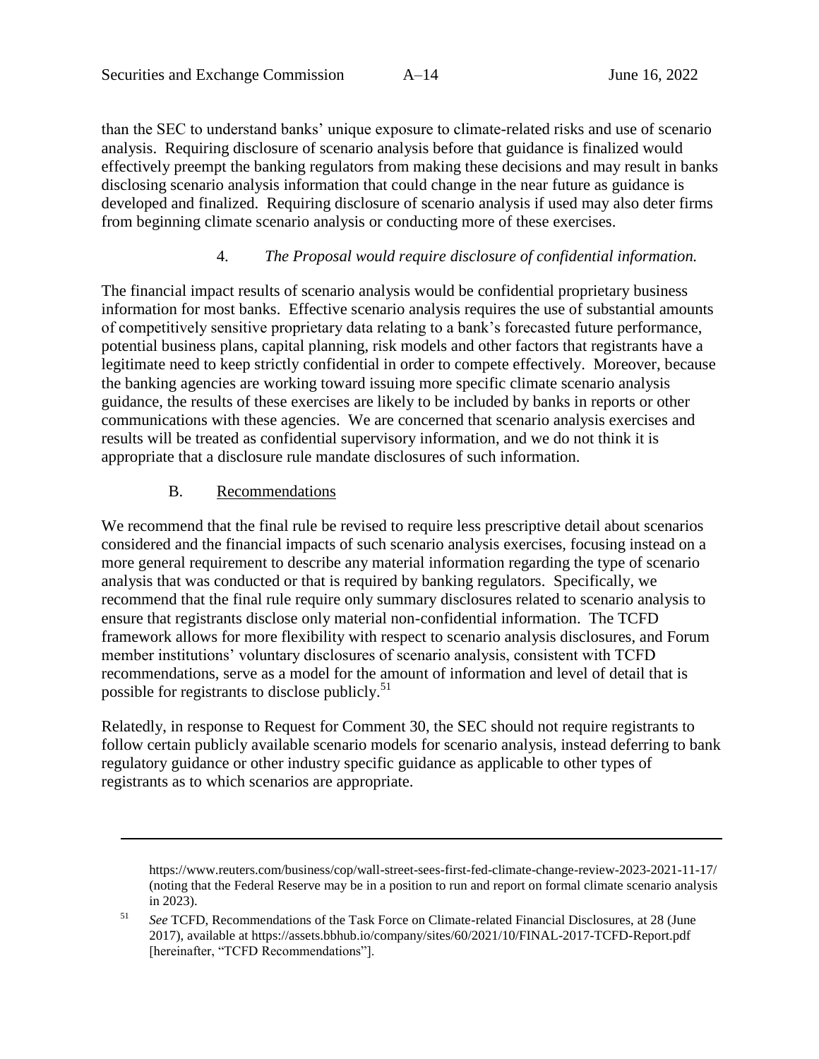than the SEC to understand banks' unique exposure to climate-related risks and use of scenario analysis. Requiring disclosure of scenario analysis before that guidance is finalized would effectively preempt the banking regulators from making these decisions and may result in banks disclosing scenario analysis information that could change in the near future as guidance is developed and finalized. Requiring disclosure of scenario analysis if used may also deter firms from beginning climate scenario analysis or conducting more of these exercises.

#### 4. *The Proposal would require disclosure of confidential information.*

The financial impact results of scenario analysis would be confidential proprietary business information for most banks. Effective scenario analysis requires the use of substantial amounts of competitively sensitive proprietary data relating to a bank's forecasted future performance, potential business plans, capital planning, risk models and other factors that registrants have a legitimate need to keep strictly confidential in order to compete effectively. Moreover, because the banking agencies are working toward issuing more specific climate scenario analysis guidance, the results of these exercises are likely to be included by banks in reports or other communications with these agencies. We are concerned that scenario analysis exercises and results will be treated as confidential supervisory information, and we do not think it is appropriate that a disclosure rule mandate disclosures of such information.

### B. Recommendations

We recommend that the final rule be revised to require less prescriptive detail about scenarios considered and the financial impacts of such scenario analysis exercises, focusing instead on a more general requirement to describe any material information regarding the type of scenario analysis that was conducted or that is required by banking regulators. Specifically, we recommend that the final rule require only summary disclosures related to scenario analysis to ensure that registrants disclose only material non-confidential information. The TCFD framework allows for more flexibility with respect to scenario analysis disclosures, and Forum member institutions' voluntary disclosures of scenario analysis, consistent with TCFD recommendations, serve as a model for the amount of information and level of detail that is possible for registrants to disclose publicly.[51]

Relatedly, in response to Request for Comment 30, the SEC should not require registrants to follow certain publicly available scenario models for scenario analysis, instead deferring to bank regulatory guidance or other industry specific guidance as applicable to other types of registrants as to which scenarios are appropriate.

---

https://www.reuters.com/business/cop/wall-street-sees-first-fed-climate-change-review-2023-2021-11-17/ (noting that the Federal Reserve may be in a position to run and report on formal climate scenario analysis in 2023).

[51] *See* TCFD, Recommendations of the Task Force on Climate-related Financial Disclosures, at 28 (June 2017), available at https://assets.bbhub.io/company/sites/60/2021/10/FINAL-2017-TCFD-Report.pdf [hereinafter, "TCFD Recommendations"].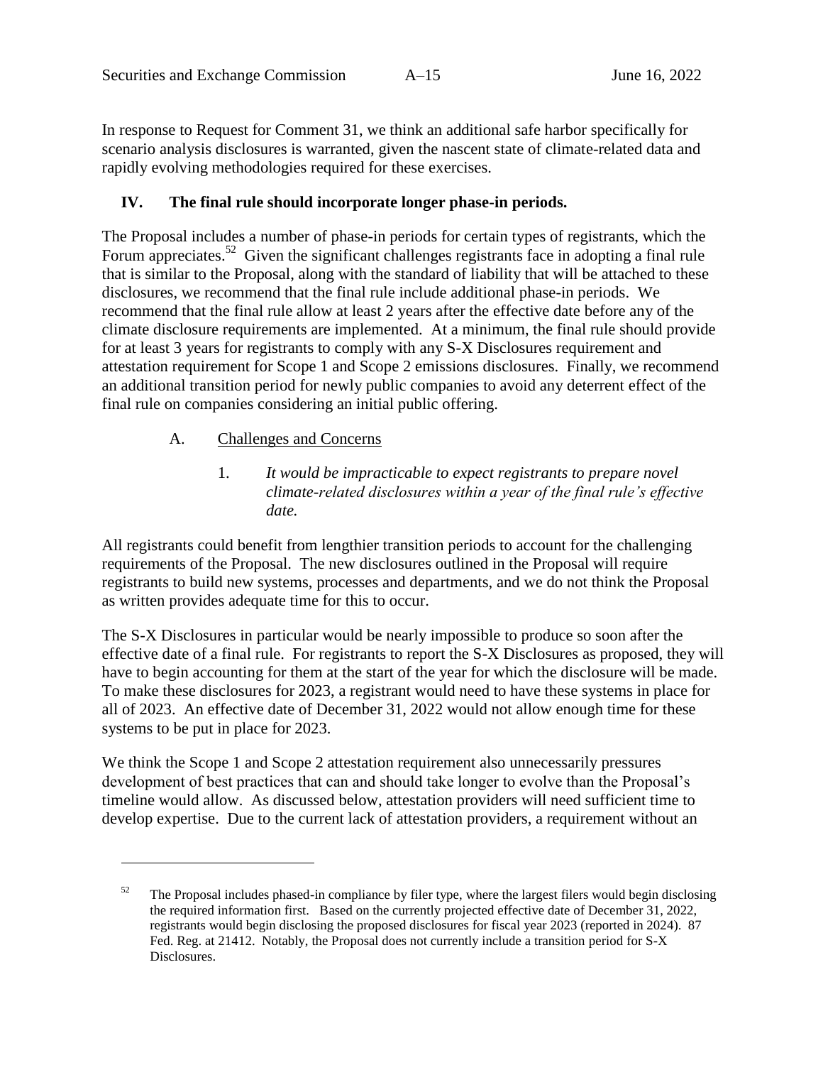In response to Request for Comment 31, we think an additional safe harbor specifically for scenario analysis disclosures is warranted, given the nascent state of climate-related data and rapidly evolving methodologies required for these exercises.

## IV. The final rule should incorporate longer phase-in periods.

The Proposal includes a number of phase-in periods for certain types of registrants, which the Forum appreciates.[52] Given the significant challenges registrants face in adopting a final rule that is similar to the Proposal, along with the standard of liability that will be attached to these disclosures, we recommend that the final rule include additional phase-in periods. We recommend that the final rule allow at least 2 years after the effective date before any of the climate disclosure requirements are implemented. At a minimum, the final rule should provide for at least 3 years for registrants to comply with any S-X Disclosures requirement and attestation requirement for Scope 1 and Scope 2 emissions disclosures. Finally, we recommend an additional transition period for newly public companies to avoid any deterrent effect of the final rule on companies considering an initial public offering.

### A. Challenges and Concerns

#### 1. *It would be impracticable to expect registrants to prepare novel climate-related disclosures within a year of the final rule's effective date.*

All registrants could benefit from lengthier transition periods to account for the challenging requirements of the Proposal. The new disclosures outlined in the Proposal will require registrants to build new systems, processes and departments, and we do not think the Proposal as written provides adequate time for this to occur.

The S-X Disclosures in particular would be nearly impossible to produce so soon after the effective date of a final rule. For registrants to report the S-X Disclosures as proposed, they will have to begin accounting for them at the start of the year for which the disclosure will be made. To make these disclosures for 2023, a registrant would need to have these systems in place for all of 2023. An effective date of December 31, 2022 would not allow enough time for these systems to be put in place for 2023.

We think the Scope 1 and Scope 2 attestation requirement also unnecessarily pressures development of best practices that can and should take longer to evolve than the Proposal's timeline would allow. As discussed below, attestation providers will need sufficient time to develop expertise. Due to the current lack of attestation providers, a requirement without an

---

[52] The Proposal includes phased-in compliance by filer type, where the largest filers would begin disclosing the required information first. Based on the currently projected effective date of December 31, 2022, registrants would begin disclosing the proposed disclosures for fiscal year 2023 (reported in 2024). 87 Fed. Reg. at 21412. Notably, the Proposal does not currently include a transition period for S-X Disclosures.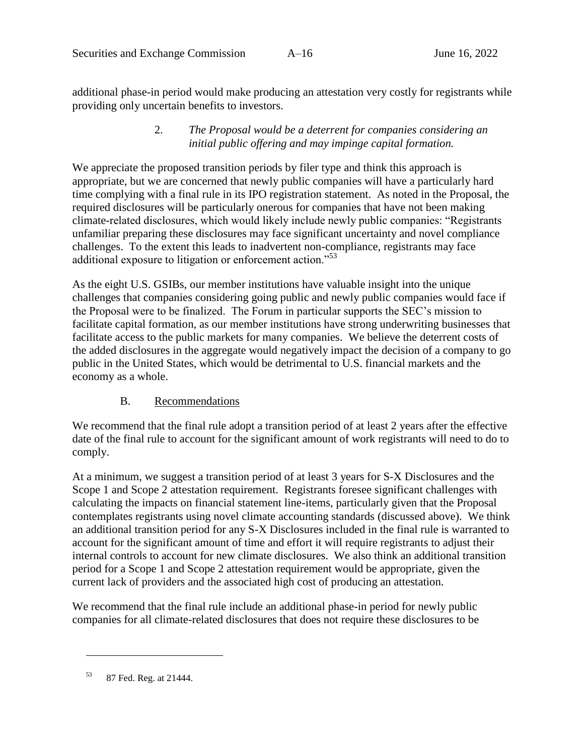additional phase-in period would make producing an attestation very costly for registrants while providing only uncertain benefits to investors.

2. *The Proposal would be a deterrent for companies considering an initial public offering and may impinge capital formation.*

We appreciate the proposed transition periods by filer type and think this approach is appropriate, but we are concerned that newly public companies will have a particularly hard time complying with a final rule in its IPO registration statement. As noted in the Proposal, the required disclosures will be particularly onerous for companies that have not been making climate-related disclosures, which would likely include newly public companies: "Registrants unfamiliar preparing these disclosures may face significant uncertainty and novel compliance challenges. To the extent this leads to inadvertent non-compliance, registrants may face additional exposure to litigation or enforcement action."[53]

As the eight U.S. GSIBs, our member institutions have valuable insight into the unique challenges that companies considering going public and newly public companies would face if the Proposal were to be finalized. The Forum in particular supports the SEC's mission to facilitate capital formation, as our member institutions have strong underwriting businesses that facilitate access to the public markets for many companies. We believe the deterrent costs of the added disclosures in the aggregate would negatively impact the decision of a company to go public in the United States, which would be detrimental to U.S. financial markets and the economy as a whole.

B. <u>Recommendations</u>

We recommend that the final rule adopt a transition period of at least 2 years after the effective date of the final rule to account for the significant amount of work registrants will need to do to comply.

At a minimum, we suggest a transition period of at least 3 years for S-X Disclosures and the Scope 1 and Scope 2 attestation requirement. Registrants foresee significant challenges with calculating the impacts on financial statement line-items, particularly given that the Proposal contemplates registrants using novel climate accounting standards (discussed above). We think an additional transition period for any S-X Disclosures included in the final rule is warranted to account for the significant amount of time and effort it will require registrants to adjust their internal controls to account for new climate disclosures. We also think an additional transition period for a Scope 1 and Scope 2 attestation requirement would be appropriate, given the current lack of providers and the associated high cost of producing an attestation.

We recommend that the final rule include an additional phase-in period for newly public companies for all climate-related disclosures that does not require these disclosures to be

---

[53] 87 Fed. Reg. at 21444.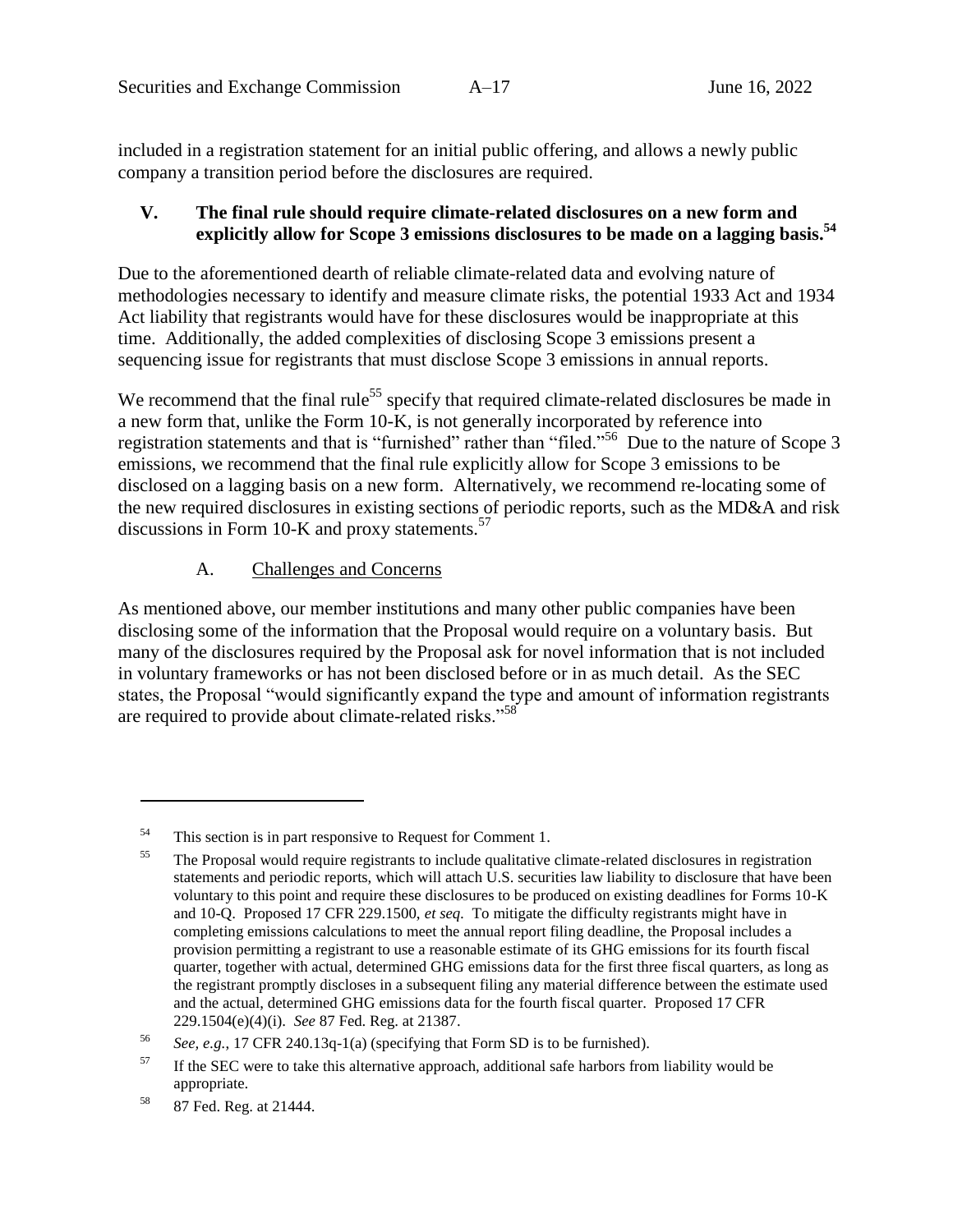included in a registration statement for an initial public offering, and allows a newly public company a transition period before the disclosures are required.

## V. The final rule should require climate-related disclosures on a new form and explicitly allow for Scope 3 emissions disclosures to be made on a lagging basis.[54]

Due to the aforementioned dearth of reliable climate-related data and evolving nature of methodologies necessary to identify and measure climate risks, the potential 1933 Act and 1934 Act liability that registrants would have for these disclosures would be inappropriate at this time. Additionally, the added complexities of disclosing Scope 3 emissions present a sequencing issue for registrants that must disclose Scope 3 emissions in annual reports.

We recommend that the final rule[55] specify that required climate-related disclosures be made in a new form that, unlike the Form 10-K, is not generally incorporated by reference into registration statements and that is "furnished" rather than "filed."[56] Due to the nature of Scope 3 emissions, we recommend that the final rule explicitly allow for Scope 3 emissions to be disclosed on a lagging basis on a new form. Alternatively, we recommend re-locating some of the new required disclosures in existing sections of periodic reports, such as the MD&A and risk discussions in Form 10-K and proxy statements.[57]

### A. Challenges and Concerns

As mentioned above, our member institutions and many other public companies have been disclosing some of the information that the Proposal would require on a voluntary basis. But many of the disclosures required by the Proposal ask for novel information that is not included in voluntary frameworks or has not been disclosed before or in as much detail. As the SEC states, the Proposal "would significantly expand the type and amount of information registrants are required to provide about climate-related risks."[58]

---

[54] This section is in part responsive to Request for Comment 1.

[55] The Proposal would require registrants to include qualitative climate-related disclosures in registration statements and periodic reports, which will attach U.S. securities law liability to disclosure that have been voluntary to this point and require these disclosures to be produced on existing deadlines for Forms 10-K and 10-Q. Proposed 17 CFR 229.1500, *et seq*. To mitigate the difficulty registrants might have in completing emissions calculations to meet the annual report filing deadline, the Proposal includes a provision permitting a registrant to use a reasonable estimate of its GHG emissions for its fourth fiscal quarter, together with actual, determined GHG emissions data for the first three fiscal quarters, as long as the registrant promptly discloses in a subsequent filing any material difference between the estimate used and the actual, determined GHG emissions data for the fourth fiscal quarter. Proposed 17 CFR 229.1504(e)(4)(i). *See* 87 Fed. Reg. at 21387.

[56] *See, e.g.*, 17 CFR 240.13q-1(a) (specifying that Form SD is to be furnished).

[57] If the SEC were to take this alternative approach, additional safe harbors from liability would be appropriate.

[58] 87 Fed. Reg. at 21444.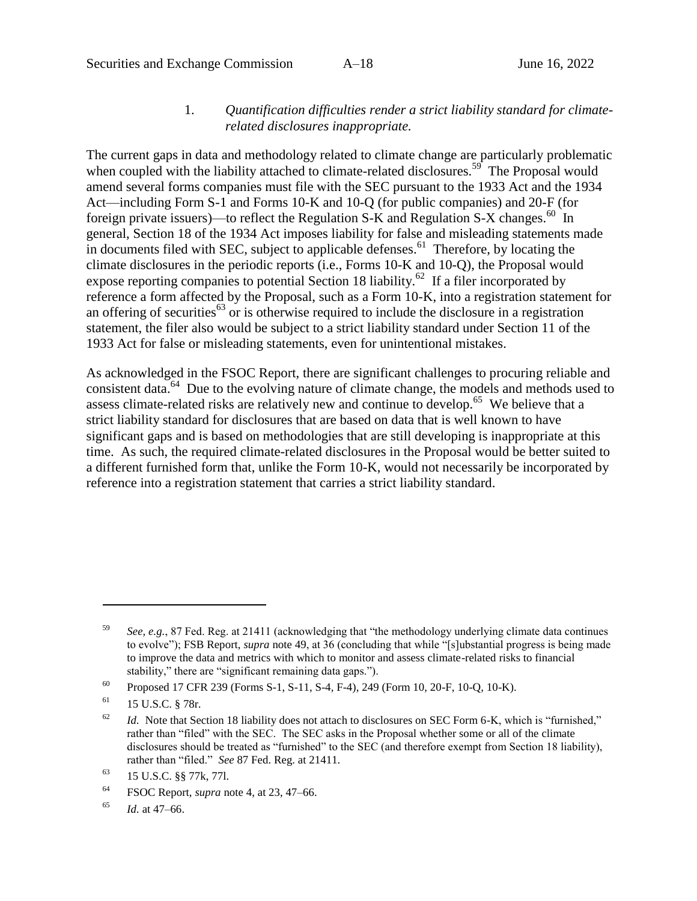1. *Quantification difficulties render a strict liability standard for climate-related disclosures inappropriate.*

The current gaps in data and methodology related to climate change are particularly problematic when coupled with the liability attached to climate-related disclosures.[59] The Proposal would amend several forms companies must file with the SEC pursuant to the 1933 Act and the 1934 Act—including Form S-1 and Forms 10-K and 10-Q (for public companies) and 20-F (for foreign private issuers)—to reflect the Regulation S-K and Regulation S-X changes.[60] In general, Section 18 of the 1934 Act imposes liability for false and misleading statements made in documents filed with SEC, subject to applicable defenses.[61] Therefore, by locating the climate disclosures in the periodic reports (i.e., Forms 10-K and 10-Q), the Proposal would expose reporting companies to potential Section 18 liability.[62] If a filer incorporated by reference a form affected by the Proposal, such as a Form 10-K, into a registration statement for an offering of securities[63] or is otherwise required to include the disclosure in a registration statement, the filer also would be subject to a strict liability standard under Section 11 of the 1933 Act for false or misleading statements, even for unintentional mistakes.

As acknowledged in the FSOC Report, there are significant challenges to procuring reliable and consistent data.[64] Due to the evolving nature of climate change, the models and methods used to assess climate-related risks are relatively new and continue to develop.[65] We believe that a strict liability standard for disclosures that are based on data that is well known to have significant gaps and is based on methodologies that are still developing is inappropriate at this time. As such, the required climate-related disclosures in the Proposal would be better suited to a different furnished form that, unlike the Form 10-K, would not necessarily be incorporated by reference into a registration statement that carries a strict liability standard.

---

[59] *See, e.g.*, 87 Fed. Reg. at 21411 (acknowledging that "the methodology underlying climate data continues to evolve"); FSB Report, *supra* note 49, at 36 (concluding that while "[s]ubstantial progress is being made to improve the data and metrics with which to monitor and assess climate-related risks to financial stability," there are "significant remaining data gaps.").

[60] Proposed 17 CFR 239 (Forms S-1, S-11, S-4, F-4), 249 (Form 10, 20-F, 10-Q, 10-K).

[61] 15 U.S.C. § 78r.

[62] *Id.* Note that Section 18 liability does not attach to disclosures on SEC Form 6-K, which is "furnished," rather than "filed" with the SEC. The SEC asks in the Proposal whether some or all of the climate disclosures should be treated as "furnished" to the SEC (and therefore exempt from Section 18 liability), rather than "filed." *See* 87 Fed. Reg. at 21411.

[63] 15 U.S.C. §§ 77k, 77l.

[64] FSOC Report, *supra* note 4, at 23, 47–66.

[65] *Id.* at 47–66.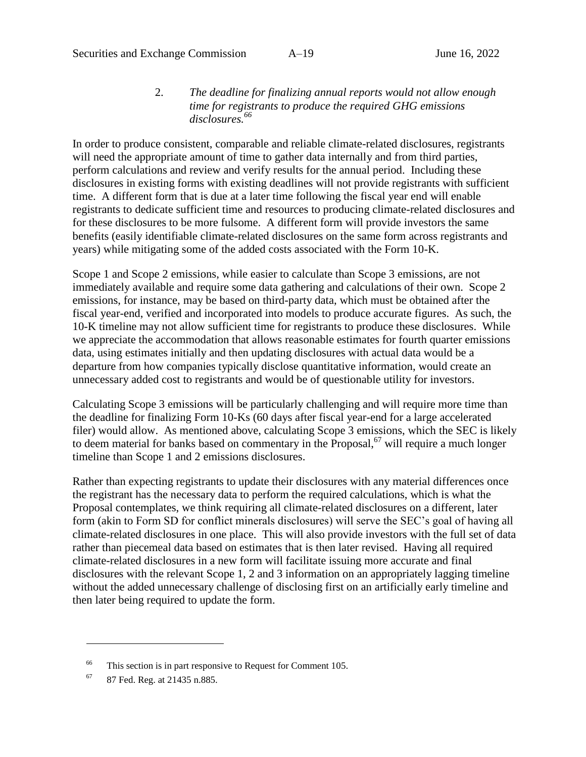2. *The deadline for finalizing annual reports would not allow enough time for registrants to produce the required GHG emissions disclosures.*[66]

In order to produce consistent, comparable and reliable climate-related disclosures, registrants will need the appropriate amount of time to gather data internally and from third parties, perform calculations and review and verify results for the annual period. Including these disclosures in existing forms with existing deadlines will not provide registrants with sufficient time. A different form that is due at a later time following the fiscal year end will enable registrants to dedicate sufficient time and resources to producing climate-related disclosures and for these disclosures to be more fulsome. A different form will provide investors the same benefits (easily identifiable climate-related disclosures on the same form across registrants and years) while mitigating some of the added costs associated with the Form 10-K.

Scope 1 and Scope 2 emissions, while easier to calculate than Scope 3 emissions, are not immediately available and require some data gathering and calculations of their own. Scope 2 emissions, for instance, may be based on third-party data, which must be obtained after the fiscal year-end, verified and incorporated into models to produce accurate figures. As such, the 10-K timeline may not allow sufficient time for registrants to produce these disclosures. While we appreciate the accommodation that allows reasonable estimates for fourth quarter emissions data, using estimates initially and then updating disclosures with actual data would be a departure from how companies typically disclose quantitative information, would create an unnecessary added cost to registrants and would be of questionable utility for investors.

Calculating Scope 3 emissions will be particularly challenging and will require more time than the deadline for finalizing Form 10-Ks (60 days after fiscal year-end for a large accelerated filer) would allow. As mentioned above, calculating Scope 3 emissions, which the SEC is likely to deem material for banks based on commentary in the Proposal,[67] will require a much longer timeline than Scope 1 and 2 emissions disclosures.

Rather than expecting registrants to update their disclosures with any material differences once the registrant has the necessary data to perform the required calculations, which is what the Proposal contemplates, we think requiring all climate-related disclosures on a different, later form (akin to Form SD for conflict minerals disclosures) will serve the SEC's goal of having all climate-related disclosures in one place. This will also provide investors with the full set of data rather than piecemeal data based on estimates that is then later revised. Having all required climate-related disclosures in a new form will facilitate issuing more accurate and final disclosures with the relevant Scope 1, 2 and 3 information on an appropriately lagging timeline without the added unnecessary challenge of disclosing first on an artificially early timeline and then later being required to update the form.

---

[66] This section is in part responsive to Request for Comment 105.

[67] 87 Fed. Reg. at 21435 n.885.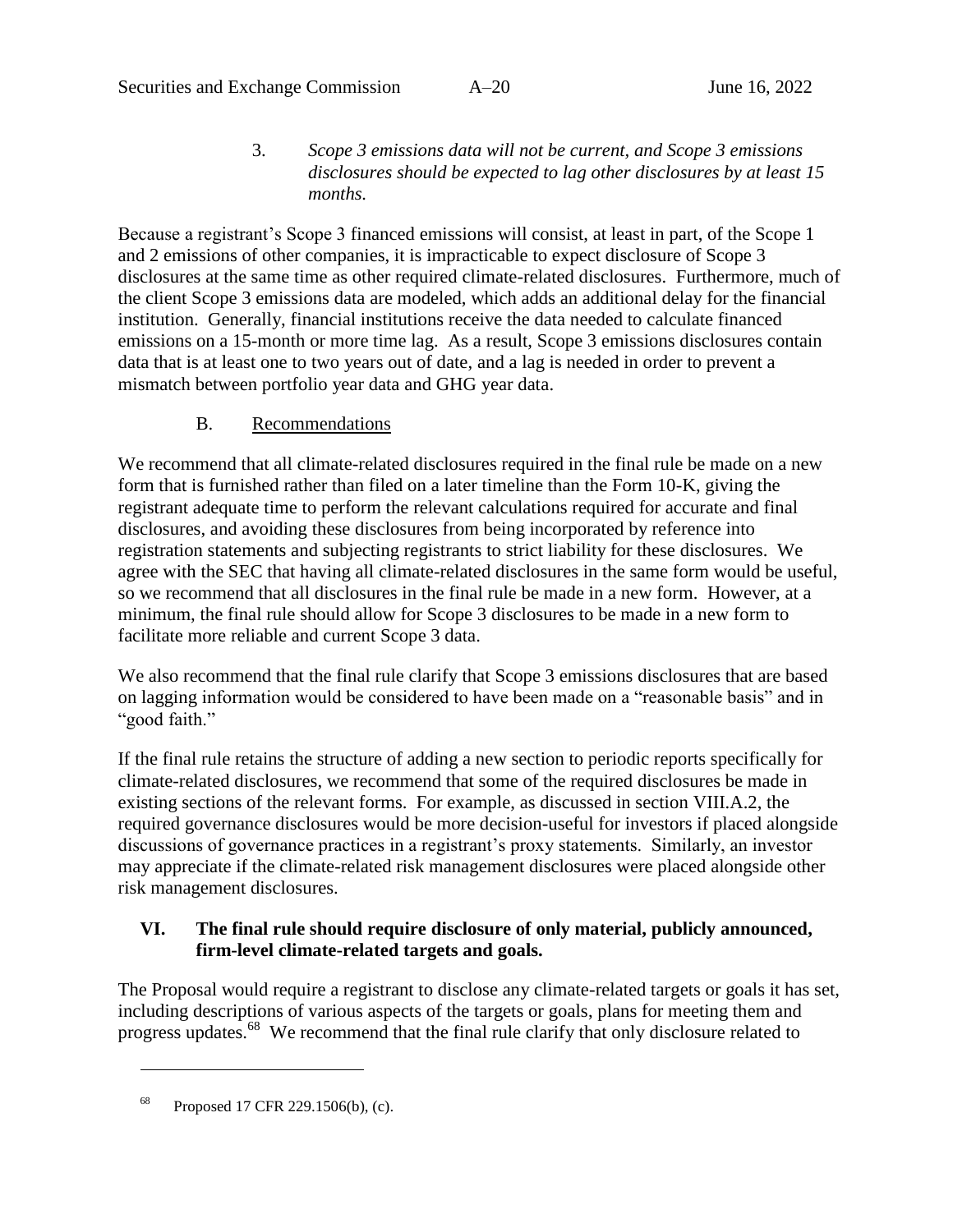3. *Scope 3 emissions data will not be current, and Scope 3 emissions disclosures should be expected to lag other disclosures by at least 15 months.*

Because a registrant's Scope 3 financed emissions will consist, at least in part, of the Scope 1 and 2 emissions of other companies, it is impracticable to expect disclosure of Scope 3 disclosures at the same time as other required climate-related disclosures. Furthermore, much of the client Scope 3 emissions data are modeled, which adds an additional delay for the financial institution. Generally, financial institutions receive the data needed to calculate financed emissions on a 15-month or more time lag. As a result, Scope 3 emissions disclosures contain data that is at least one to two years out of date, and a lag is needed in order to prevent a mismatch between portfolio year data and GHG year data.

### B. Recommendations

We recommend that all climate-related disclosures required in the final rule be made on a new form that is furnished rather than filed on a later timeline than the Form 10-K, giving the registrant adequate time to perform the relevant calculations required for accurate and final disclosures, and avoiding these disclosures from being incorporated by reference into registration statements and subjecting registrants to strict liability for these disclosures. We agree with the SEC that having all climate-related disclosures in the same form would be useful, so we recommend that all disclosures in the final rule be made in a new form. However, at a minimum, the final rule should allow for Scope 3 disclosures to be made in a new form to facilitate more reliable and current Scope 3 data.

We also recommend that the final rule clarify that Scope 3 emissions disclosures that are based on lagging information would be considered to have been made on a "reasonable basis" and in "good faith."

If the final rule retains the structure of adding a new section to periodic reports specifically for climate-related disclosures, we recommend that some of the required disclosures be made in existing sections of the relevant forms. For example, as discussed in section VIII.A.2, the required governance disclosures would be more decision-useful for investors if placed alongside discussions of governance practices in a registrant's proxy statements. Similarly, an investor may appreciate if the climate-related risk management disclosures were placed alongside other risk management disclosures.

## VI. The final rule should require disclosure of only material, publicly announced, firm-level climate-related targets and goals.

The Proposal would require a registrant to disclose any climate-related targets or goals it has set, including descriptions of various aspects of the targets or goals, plans for meeting them and progress updates.[68] We recommend that the final rule clarify that only disclosure related to

---

[68] Proposed 17 CFR 229.1506(b), (c).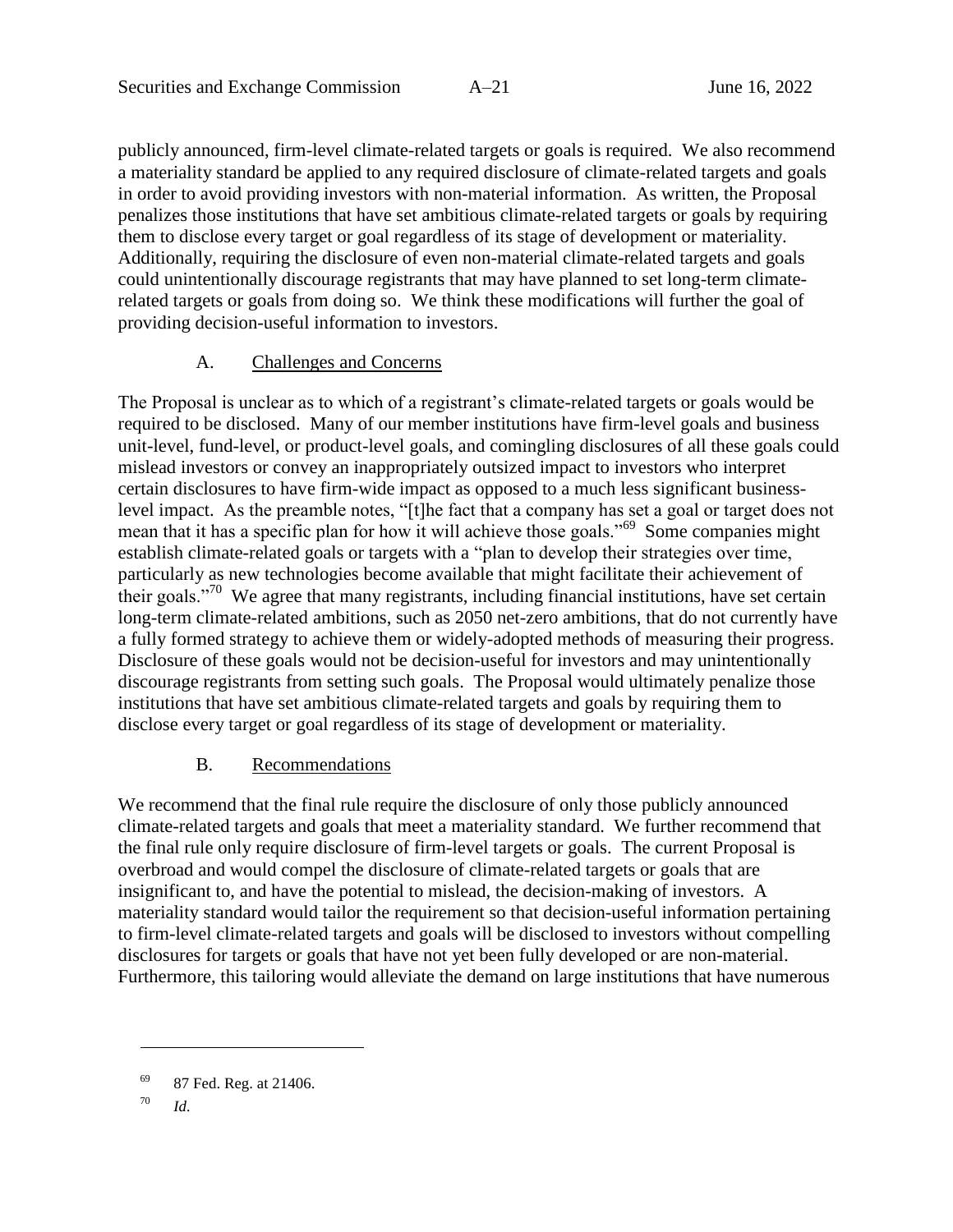publicly announced, firm-level climate-related targets or goals is required. We also recommend a materiality standard be applied to any required disclosure of climate-related targets and goals in order to avoid providing investors with non-material information. As written, the Proposal penalizes those institutions that have set ambitious climate-related targets or goals by requiring them to disclose every target or goal regardless of its stage of development or materiality. Additionally, requiring the disclosure of even non-material climate-related targets and goals could unintentionally discourage registrants that may have planned to set long-term climate-related targets or goals from doing so. We think these modifications will further the goal of providing decision-useful information to investors.

### A. Challenges and Concerns

The Proposal is unclear as to which of a registrant's climate-related targets or goals would be required to be disclosed. Many of our member institutions have firm-level goals and business unit-level, fund-level, or product-level goals, and comingling disclosures of all these goals could mislead investors or convey an inappropriately outsized impact to investors who interpret certain disclosures to have firm-wide impact as opposed to a much less significant business-level impact. As the preamble notes, "[t]he fact that a company has set a goal or target does not mean that it has a specific plan for how it will achieve those goals."[69] Some companies might establish climate-related goals or targets with a "plan to develop their strategies over time, particularly as new technologies become available that might facilitate their achievement of their goals."[70] We agree that many registrants, including financial institutions, have set certain long-term climate-related ambitions, such as 2050 net-zero ambitions, that do not currently have a fully formed strategy to achieve them or widely-adopted methods of measuring their progress. Disclosure of these goals would not be decision-useful for investors and may unintentionally discourage registrants from setting such goals. The Proposal would ultimately penalize those institutions that have set ambitious climate-related targets and goals by requiring them to disclose every target or goal regardless of its stage of development or materiality.

### B. Recommendations

We recommend that the final rule require the disclosure of only those publicly announced climate-related targets and goals that meet a materiality standard. We further recommend that the final rule only require disclosure of firm-level targets or goals. The current Proposal is overbroad and would compel the disclosure of climate-related targets or goals that are insignificant to, and have the potential to mislead, the decision-making of investors. A materiality standard would tailor the requirement so that decision-useful information pertaining to firm-level climate-related targets and goals will be disclosed to investors without compelling disclosures for targets or goals that have not yet been fully developed or are non-material. Furthermore, this tailoring would alleviate the demand on large institutions that have numerous

---

[69] 87 Fed. Reg. at 21406.

[70] *Id.*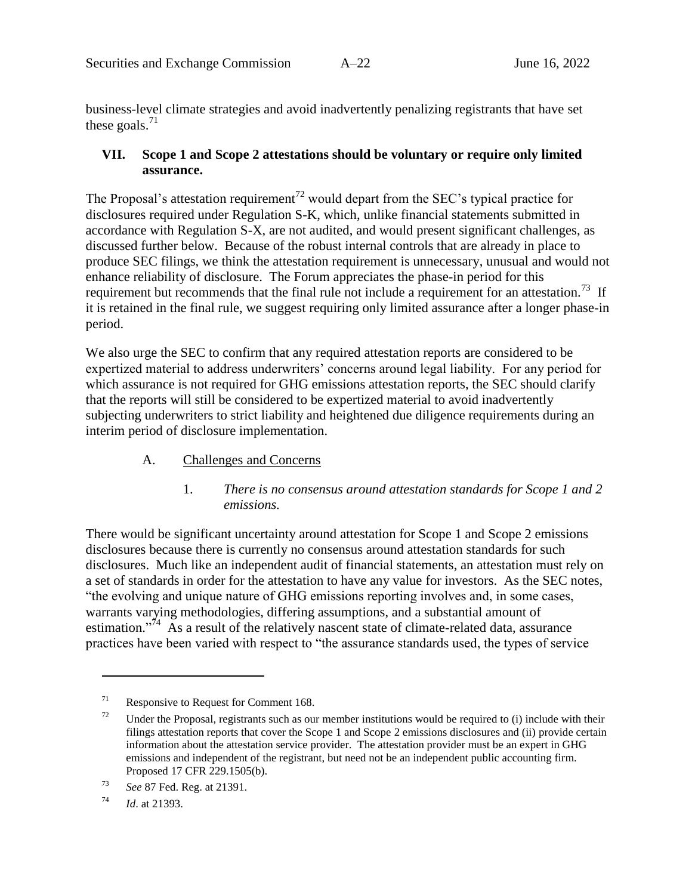business-level climate strategies and avoid inadvertently penalizing registrants that have set these goals.[71]

## VII. Scope 1 and Scope 2 attestations should be voluntary or require only limited assurance.

The Proposal's attestation requirement[72] would depart from the SEC's typical practice for disclosures required under Regulation S-K, which, unlike financial statements submitted in accordance with Regulation S-X, are not audited, and would present significant challenges, as discussed further below. Because of the robust internal controls that are already in place to produce SEC filings, we think the attestation requirement is unnecessary, unusual and would not enhance reliability of disclosure. The Forum appreciates the phase-in period for this requirement but recommends that the final rule not include a requirement for an attestation.[73] If it is retained in the final rule, we suggest requiring only limited assurance after a longer phase-in period.

We also urge the SEC to confirm that any required attestation reports are considered to be expertized material to address underwriters' concerns around legal liability. For any period for which assurance is not required for GHG emissions attestation reports, the SEC should clarify that the reports will still be considered to be expertized material to avoid inadvertently subjecting underwriters to strict liability and heightened due diligence requirements during an interim period of disclosure implementation.

### A. Challenges and Concerns

#### 1. *There is no consensus around attestation standards for Scope 1 and 2 emissions.*

There would be significant uncertainty around attestation for Scope 1 and Scope 2 emissions disclosures because there is currently no consensus around attestation standards for such disclosures. Much like an independent audit of financial statements, an attestation must rely on a set of standards in order for the attestation to have any value for investors. As the SEC notes, "the evolving and unique nature of GHG emissions reporting involves and, in some cases, warrants varying methodologies, differing assumptions, and a substantial amount of estimation."[74] As a result of the relatively nascent state of climate-related data, assurance practices have been varied with respect to "the assurance standards used, the types of service

---

[71] Responsive to Request for Comment 168.

[72] Under the Proposal, registrants such as our member institutions would be required to (i) include with their filings attestation reports that cover the Scope 1 and Scope 2 emissions disclosures and (ii) provide certain information about the attestation service provider. The attestation provider must be an expert in GHG emissions and independent of the registrant, but need not be an independent public accounting firm. Proposed 17 CFR 229.1505(b).

[73] *See* 87 Fed. Reg. at 21391.

[74] *Id*. at 21393.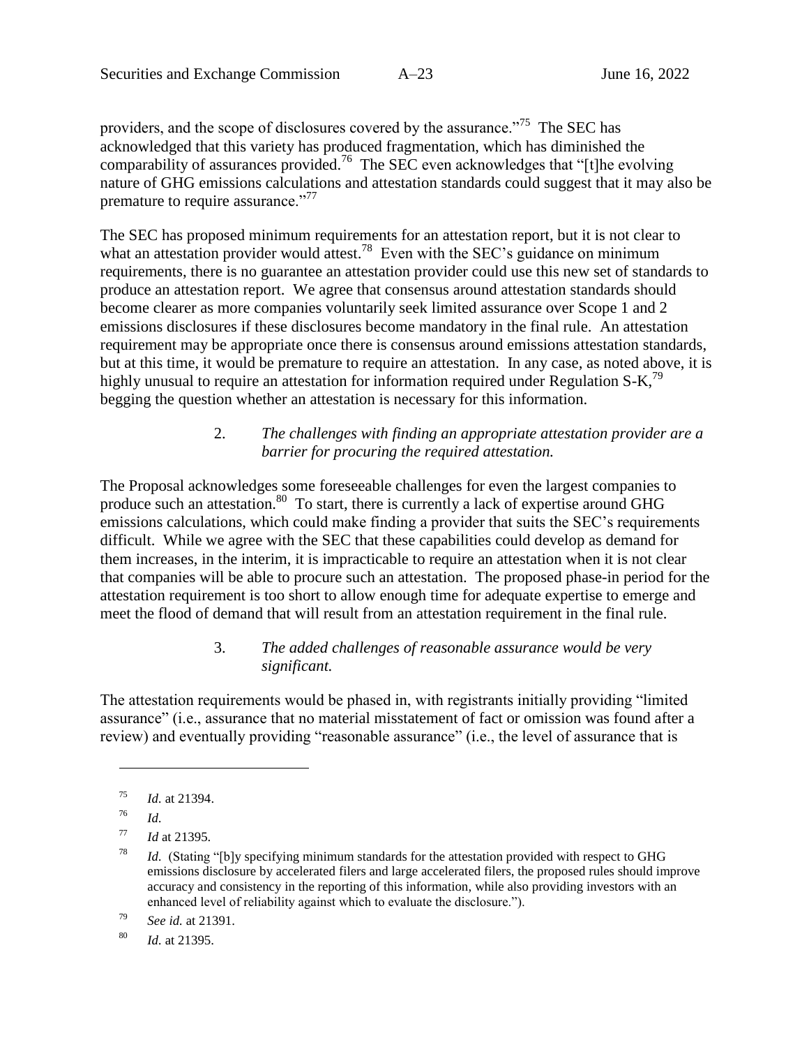providers, and the scope of disclosures covered by the assurance."[75] The SEC has acknowledged that this variety has produced fragmentation, which has diminished the comparability of assurances provided.[76] The SEC even acknowledges that "[t]he evolving nature of GHG emissions calculations and attestation standards could suggest that it may also be premature to require assurance."[77]

The SEC has proposed minimum requirements for an attestation report, but it is not clear to what an attestation provider would attest.[78] Even with the SEC's guidance on minimum requirements, there is no guarantee an attestation provider could use this new set of standards to produce an attestation report. We agree that consensus around attestation standards should become clearer as more companies voluntarily seek limited assurance over Scope 1 and 2 emissions disclosures if these disclosures become mandatory in the final rule. An attestation requirement may be appropriate once there is consensus around emissions attestation standards, but at this time, it would be premature to require an attestation. In any case, as noted above, it is highly unusual to require an attestation for information required under Regulation S-K,[79] begging the question whether an attestation is necessary for this information.

2. *The challenges with finding an appropriate attestation provider are a barrier for procuring the required attestation.*

The Proposal acknowledges some foreseeable challenges for even the largest companies to produce such an attestation.[80] To start, there is currently a lack of expertise around GHG emissions calculations, which could make finding a provider that suits the SEC's requirements difficult. While we agree with the SEC that these capabilities could develop as demand for them increases, in the interim, it is impracticable to require an attestation when it is not clear that companies will be able to procure such an attestation. The proposed phase-in period for the attestation requirement is too short to allow enough time for adequate expertise to emerge and meet the flood of demand that will result from an attestation requirement in the final rule.

3. *The added challenges of reasonable assurance would be very significant.*

The attestation requirements would be phased in, with registrants initially providing "limited assurance" (i.e., assurance that no material misstatement of fact or omission was found after a review) and eventually providing "reasonable assurance" (i.e., the level of assurance that is

---

[75] *Id.* at 21394.

[76] *Id.*

[77] *Id* at 21395.

[78] *Id.* (Stating "[b]y specifying minimum standards for the attestation provided with respect to GHG emissions disclosure by accelerated filers and large accelerated filers, the proposed rules should improve accuracy and consistency in the reporting of this information, while also providing investors with an enhanced level of reliability against which to evaluate the disclosure.").

[79] *See id.* at 21391.

[80] *Id.* at 21395.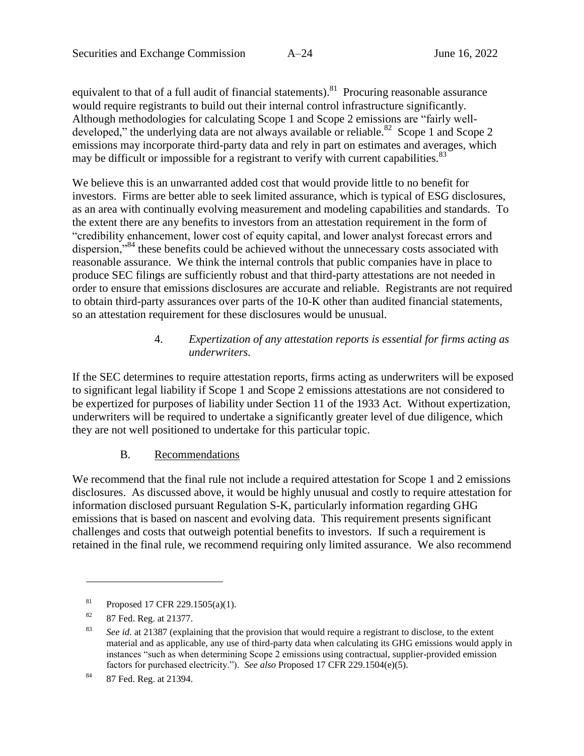equivalent to that of a full audit of financial statements).[81] Procuring reasonable assurance would require registrants to build out their internal control infrastructure significantly. Although methodologies for calculating Scope 1 and Scope 2 emissions are "fairly well-developed," the underlying data are not always available or reliable.[82] Scope 1 and Scope 2 emissions may incorporate third-party data and rely in part on estimates and averages, which may be difficult or impossible for a registrant to verify with current capabilities.[83]

We believe this is an unwarranted added cost that would provide little to no benefit for investors. Firms are better able to seek limited assurance, which is typical of ESG disclosures, as an area with continually evolving measurement and modeling capabilities and standards. To the extent there are any benefits to investors from an attestation requirement in the form of "credibility enhancement, lower cost of equity capital, and lower analyst forecast errors and dispersion,"[84] these benefits could be achieved without the unnecessary costs associated with reasonable assurance. We think the internal controls that public companies have in place to produce SEC filings are sufficiently robust and that third-party attestations are not needed in order to ensure that emissions disclosures are accurate and reliable. Registrants are not required to obtain third-party assurances over parts of the 10-K other than audited financial statements, so an attestation requirement for these disclosures would be unusual.

4. *Expertization of any attestation reports is essential for firms acting as underwriters.*

If the SEC determines to require attestation reports, firms acting as underwriters will be exposed to significant legal liability if Scope 1 and Scope 2 emissions attestations are not considered to be expertized for purposes of liability under Section 11 of the 1933 Act. Without expertization, underwriters will be required to undertake a significantly greater level of due diligence, which they are not well positioned to undertake for this particular topic.

## B. Recommendations

We recommend that the final rule not include a required attestation for Scope 1 and 2 emissions disclosures. As discussed above, it would be highly unusual and costly to require attestation for information disclosed pursuant Regulation S-K, particularly information regarding GHG emissions that is based on nascent and evolving data. This requirement presents significant challenges and costs that outweigh potential benefits to investors. If such a requirement is retained in the final rule, we recommend requiring only limited assurance. We also recommend

---

[81] Proposed 17 CFR 229.1505(a)(1).

[82] 87 Fed. Reg. at 21377.

[83] *See id.* at 21387 (explaining that the provision that would require a registrant to disclose, to the extent material and as applicable, any use of third-party data when calculating its GHG emissions would apply in instances "such as when determining Scope 2 emissions using contractual, supplier-provided emission factors for purchased electricity."). *See also* Proposed 17 CFR 229.1504(e)(5).

[84] 87 Fed. Reg. at 21394.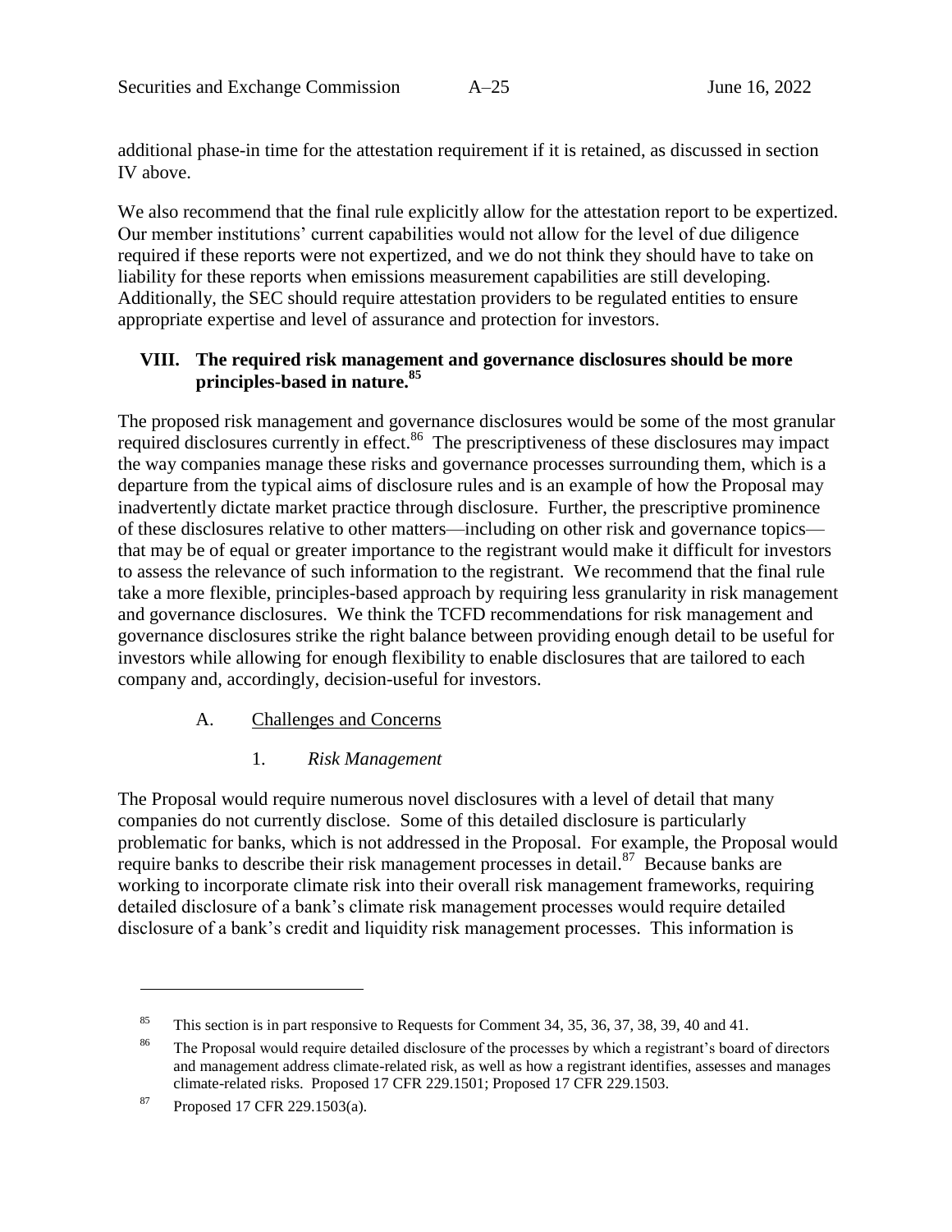additional phase-in time for the attestation requirement if it is retained, as discussed in section IV above.

We also recommend that the final rule explicitly allow for the attestation report to be expertized. Our member institutions' current capabilities would not allow for the level of due diligence required if these reports were not expertized, and we do not think they should have to take on liability for these reports when emissions measurement capabilities are still developing. Additionally, the SEC should require attestation providers to be regulated entities to ensure appropriate expertise and level of assurance and protection for investors.

## VIII. The required risk management and governance disclosures should be more principles-based in nature.[85]

The proposed risk management and governance disclosures would be some of the most granular required disclosures currently in effect.[86] The prescriptiveness of these disclosures may impact the way companies manage these risks and governance processes surrounding them, which is a departure from the typical aims of disclosure rules and is an example of how the Proposal may inadvertently dictate market practice through disclosure. Further, the prescriptive prominence of these disclosures relative to other matters—including on other risk and governance topics—that may be of equal or greater importance to the registrant would make it difficult for investors to assess the relevance of such information to the registrant. We recommend that the final rule take a more flexible, principles-based approach by requiring less granularity in risk management and governance disclosures. We think the TCFD recommendations for risk management and governance disclosures strike the right balance between providing enough detail to be useful for investors while allowing for enough flexibility to enable disclosures that are tailored to each company and, accordingly, decision-useful for investors.

### A. Challenges and Concerns

#### 1. *Risk Management*

The Proposal would require numerous novel disclosures with a level of detail that many companies do not currently disclose. Some of this detailed disclosure is particularly problematic for banks, which is not addressed in the Proposal. For example, the Proposal would require banks to describe their risk management processes in detail.[87] Because banks are working to incorporate climate risk into their overall risk management frameworks, requiring detailed disclosure of a bank's climate risk management processes would require detailed disclosure of a bank's credit and liquidity risk management processes. This information is

---

[85] This section is in part responsive to Requests for Comment 34, 35, 36, 37, 38, 39, 40 and 41.

[86] The Proposal would require detailed disclosure of the processes by which a registrant's board of directors and management address climate-related risk, as well as how a registrant identifies, assesses and manages climate-related risks. Proposed 17 CFR 229.1501; Proposed 17 CFR 229.1503.

[87] Proposed 17 CFR 229.1503(a).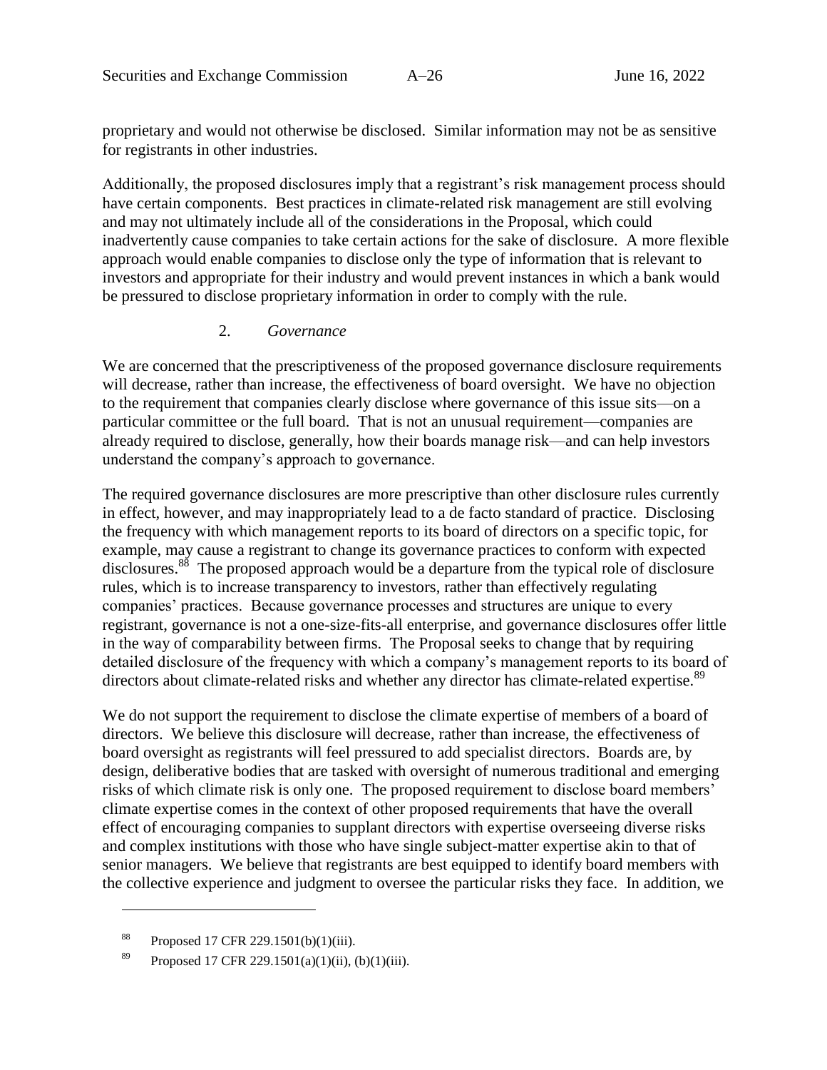proprietary and would not otherwise be disclosed. Similar information may not be as sensitive for registrants in other industries.

Additionally, the proposed disclosures imply that a registrant's risk management process should have certain components. Best practices in climate-related risk management are still evolving and may not ultimately include all of the considerations in the Proposal, which could inadvertently cause companies to take certain actions for the sake of disclosure. A more flexible approach would enable companies to disclose only the type of information that is relevant to investors and appropriate for their industry and would prevent instances in which a bank would be pressured to disclose proprietary information in order to comply with the rule.

### 2. *Governance*

We are concerned that the prescriptiveness of the proposed governance disclosure requirements will decrease, rather than increase, the effectiveness of board oversight. We have no objection to the requirement that companies clearly disclose where governance of this issue sits—on a particular committee or the full board. That is not an unusual requirement—companies are already required to disclose, generally, how their boards manage risk—and can help investors understand the company's approach to governance.

The required governance disclosures are more prescriptive than other disclosure rules currently in effect, however, and may inappropriately lead to a de facto standard of practice. Disclosing the frequency with which management reports to its board of directors on a specific topic, for example, may cause a registrant to change its governance practices to conform with expected disclosures.[88] The proposed approach would be a departure from the typical role of disclosure rules, which is to increase transparency to investors, rather than effectively regulating companies' practices. Because governance processes and structures are unique to every registrant, governance is not a one-size-fits-all enterprise, and governance disclosures offer little in the way of comparability between firms. The Proposal seeks to change that by requiring detailed disclosure of the frequency with which a company's management reports to its board of directors about climate-related risks and whether any director has climate-related expertise.[89]

We do not support the requirement to disclose the climate expertise of members of a board of directors. We believe this disclosure will decrease, rather than increase, the effectiveness of board oversight as registrants will feel pressured to add specialist directors. Boards are, by design, deliberative bodies that are tasked with oversight of numerous traditional and emerging risks of which climate risk is only one. The proposed requirement to disclose board members' climate expertise comes in the context of other proposed requirements that have the overall effect of encouraging companies to supplant directors with expertise overseeing diverse risks and complex institutions with those who have single subject-matter expertise akin to that of senior managers. We believe that registrants are best equipped to identify board members with the collective experience and judgment to oversee the particular risks they face. In addition, we

---

[88] Proposed 17 CFR 229.1501(b)(1)(iii).

[89] Proposed 17 CFR 229.1501(a)(1)(ii), (b)(1)(iii).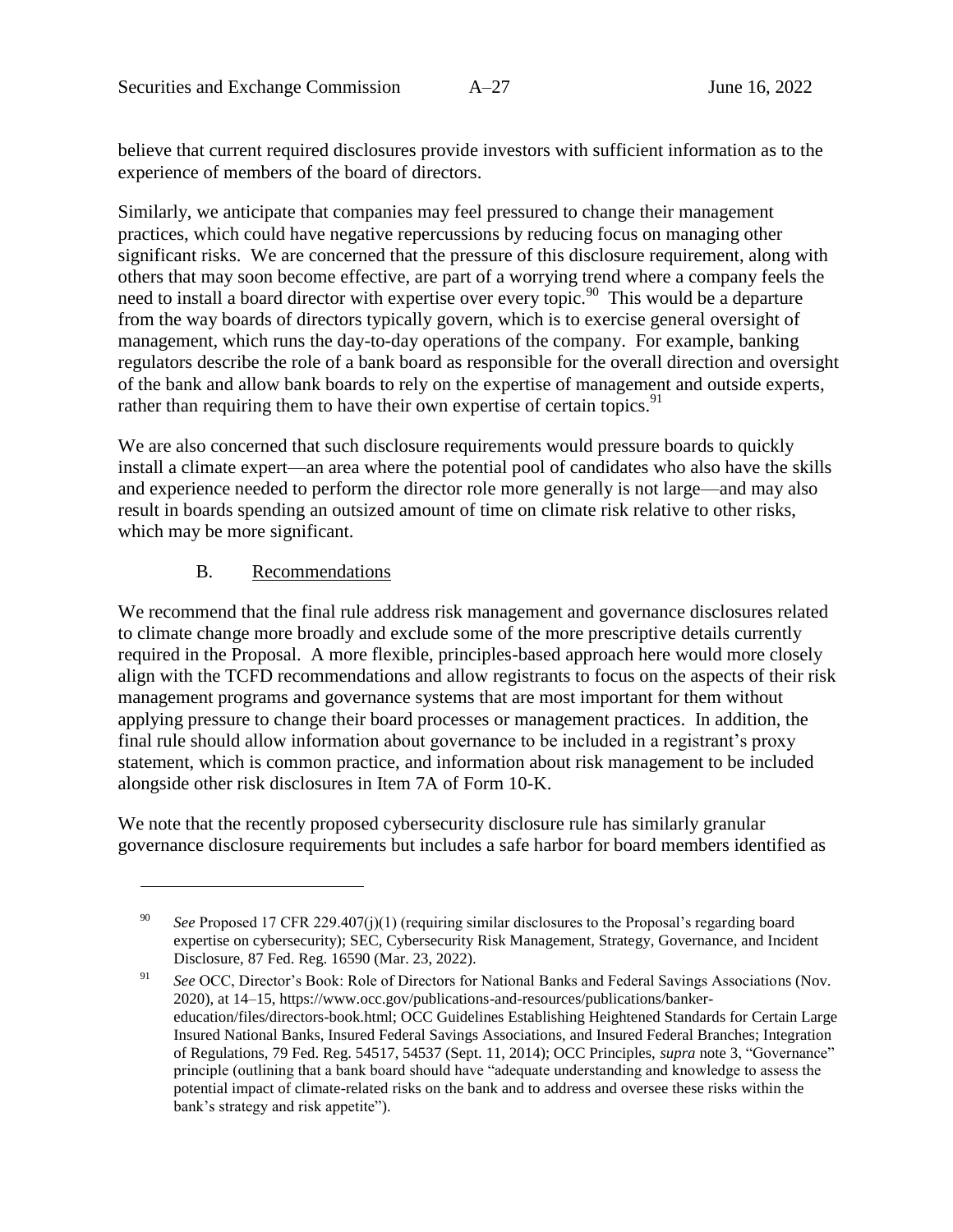believe that current required disclosures provide investors with sufficient information as to the experience of members of the board of directors.

Similarly, we anticipate that companies may feel pressured to change their management practices, which could have negative repercussions by reducing focus on managing other significant risks. We are concerned that the pressure of this disclosure requirement, along with others that may soon become effective, are part of a worrying trend where a company feels the need to install a board director with expertise over every topic.[90] This would be a departure from the way boards of directors typically govern, which is to exercise general oversight of management, which runs the day-to-day operations of the company. For example, banking regulators describe the role of a bank board as responsible for the overall direction and oversight of the bank and allow bank boards to rely on the expertise of management and outside experts, rather than requiring them to have their own expertise of certain topics.[91]

We are also concerned that such disclosure requirements would pressure boards to quickly install a climate expert—an area where the potential pool of candidates who also have the skills and experience needed to perform the director role more generally is not large—and may also result in boards spending an outsized amount of time on climate risk relative to other risks, which may be more significant.

### B. Recommendations

We recommend that the final rule address risk management and governance disclosures related to climate change more broadly and exclude some of the more prescriptive details currently required in the Proposal. A more flexible, principles-based approach here would more closely align with the TCFD recommendations and allow registrants to focus on the aspects of their risk management programs and governance systems that are most important for them without applying pressure to change their board processes or management practices. In addition, the final rule should allow information about governance to be included in a registrant's proxy statement, which is common practice, and information about risk management to be included alongside other risk disclosures in Item 7A of Form 10-K.

We note that the recently proposed cybersecurity disclosure rule has similarly granular governance disclosure requirements but includes a safe harbor for board members identified as

---

[90] *See* Proposed 17 CFR 229.407(j)(1) (requiring similar disclosures to the Proposal's regarding board expertise on cybersecurity); SEC, Cybersecurity Risk Management, Strategy, Governance, and Incident Disclosure, 87 Fed. Reg. 16590 (Mar. 23, 2022).

[91] *See* OCC, Director's Book: Role of Directors for National Banks and Federal Savings Associations (Nov. 2020), at 14–15, https://www.occ.gov/publications-and-resources/publications/banker-education/files/directors-book.html; OCC Guidelines Establishing Heightened Standards for Certain Large Insured National Banks, Insured Federal Savings Associations, and Insured Federal Branches; Integration of Regulations, 79 Fed. Reg. 54517, 54537 (Sept. 11, 2014); OCC Principles, *supra* note 3, "Governance" principle (outlining that a bank board should have "adequate understanding and knowledge to assess the potential impact of climate-related risks on the bank and to address and oversee these risks within the bank's strategy and risk appetite").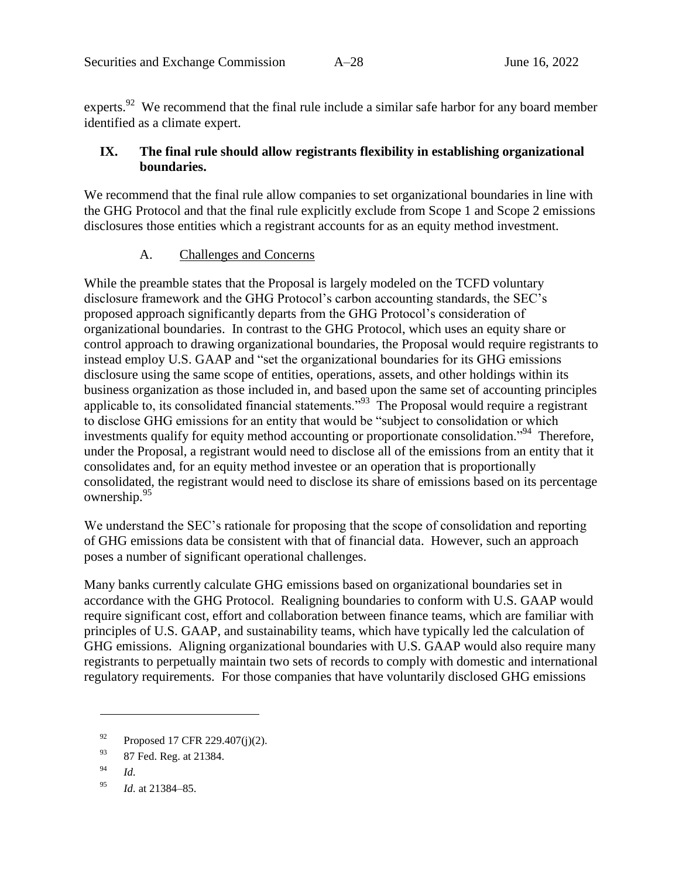experts.[92] We recommend that the final rule include a similar safe harbor for any board member identified as a climate expert.

## IX. The final rule should allow registrants flexibility in establishing organizational boundaries.

We recommend that the final rule allow companies to set organizational boundaries in line with the GHG Protocol and that the final rule explicitly exclude from Scope 1 and Scope 2 emissions disclosures those entities which a registrant accounts for as an equity method investment.

### A. Challenges and Concerns

While the preamble states that the Proposal is largely modeled on the TCFD voluntary disclosure framework and the GHG Protocol's carbon accounting standards, the SEC's proposed approach significantly departs from the GHG Protocol's consideration of organizational boundaries. In contrast to the GHG Protocol, which uses an equity share or control approach to drawing organizational boundaries, the Proposal would require registrants to instead employ U.S. GAAP and "set the organizational boundaries for its GHG emissions disclosure using the same scope of entities, operations, assets, and other holdings within its business organization as those included in, and based upon the same set of accounting principles applicable to, its consolidated financial statements."[93] The Proposal would require a registrant to disclose GHG emissions for an entity that would be "subject to consolidation or which investments qualify for equity method accounting or proportionate consolidation."[94] Therefore, under the Proposal, a registrant would need to disclose all of the emissions from an entity that it consolidates and, for an equity method investee or an operation that is proportionally consolidated, the registrant would need to disclose its share of emissions based on its percentage ownership.[95]

We understand the SEC's rationale for proposing that the scope of consolidation and reporting of GHG emissions data be consistent with that of financial data. However, such an approach poses a number of significant operational challenges.

Many banks currently calculate GHG emissions based on organizational boundaries set in accordance with the GHG Protocol. Realigning boundaries to conform with U.S. GAAP would require significant cost, effort and collaboration between finance teams, which are familiar with principles of U.S. GAAP, and sustainability teams, which have typically led the calculation of GHG emissions. Aligning organizational boundaries with U.S. GAAP would also require many registrants to perpetually maintain two sets of records to comply with domestic and international regulatory requirements. For those companies that have voluntarily disclosed GHG emissions

---

[92] Proposed 17 CFR 229.407(j)(2).

[93] 87 Fed. Reg. at 21384.

[94] *Id.*

[95] *Id.* at 21384–85.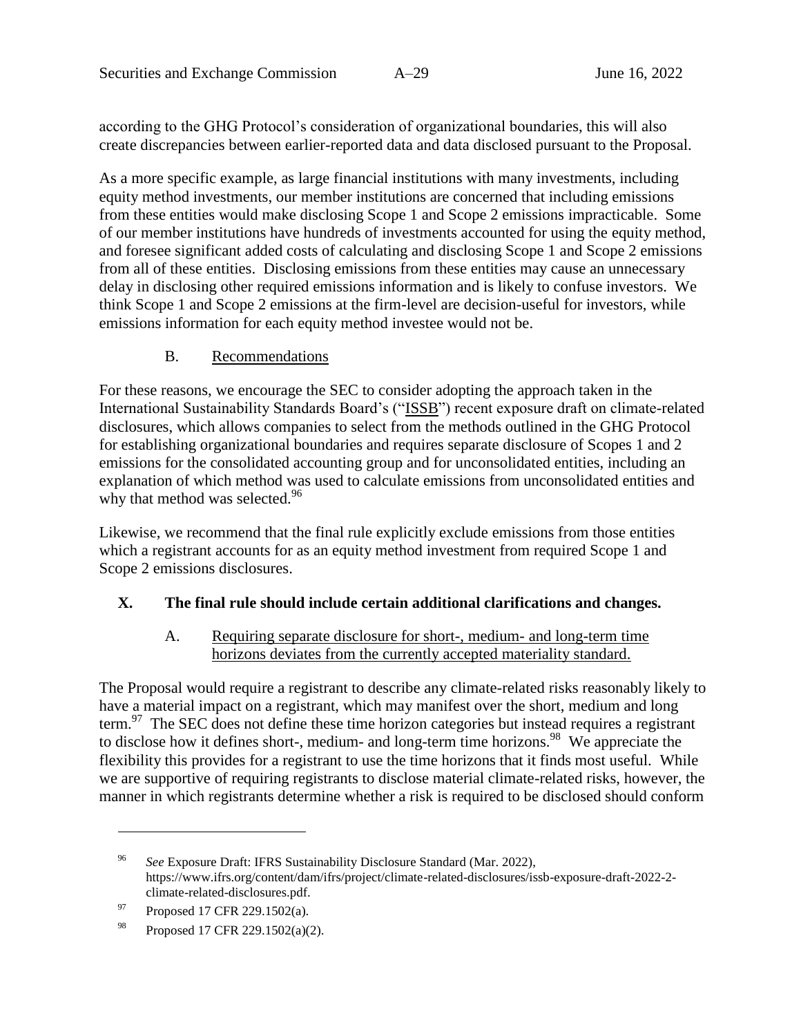according to the GHG Protocol's consideration of organizational boundaries, this will also create discrepancies between earlier-reported data and data disclosed pursuant to the Proposal.

As a more specific example, as large financial institutions with many investments, including equity method investments, our member institutions are concerned that including emissions from these entities would make disclosing Scope 1 and Scope 2 emissions impracticable. Some of our member institutions have hundreds of investments accounted for using the equity method, and foresee significant added costs of calculating and disclosing Scope 1 and Scope 2 emissions from all of these entities. Disclosing emissions from these entities may cause an unnecessary delay in disclosing other required emissions information and is likely to confuse investors. We think Scope 1 and Scope 2 emissions at the firm-level are decision-useful for investors, while emissions information for each equity method investee would not be.

### B. Recommendations

For these reasons, we encourage the SEC to consider adopting the approach taken in the International Sustainability Standards Board's ("ISSB") recent exposure draft on climate-related disclosures, which allows companies to select from the methods outlined in the GHG Protocol for establishing organizational boundaries and requires separate disclosure of Scopes 1 and 2 emissions for the consolidated accounting group and for unconsolidated entities, including an explanation of which method was used to calculate emissions from unconsolidated entities and why that method was selected.[96]

Likewise, we recommend that the final rule explicitly exclude emissions from those entities which a registrant accounts for as an equity method investment from required Scope 1 and Scope 2 emissions disclosures.

## X. The final rule should include certain additional clarifications and changes.

### A. Requiring separate disclosure for short-, medium- and long-term time horizons deviates from the currently accepted materiality standard.

The Proposal would require a registrant to describe any climate-related risks reasonably likely to have a material impact on a registrant, which may manifest over the short, medium and long term.[97] The SEC does not define these time horizon categories but instead requires a registrant to disclose how it defines short-, medium- and long-term time horizons.[98] We appreciate the flexibility this provides for a registrant to use the time horizons that it finds most useful. While we are supportive of requiring registrants to disclose material climate-related risks, however, the manner in which registrants determine whether a risk is required to be disclosed should conform

---

[96] *See* Exposure Draft: IFRS Sustainability Disclosure Standard (Mar. 2022), https://www.ifrs.org/content/dam/ifrs/project/climate-related-disclosures/issb-exposure-draft-2022-2-climate-related-disclosures.pdf.

[97] Proposed 17 CFR 229.1502(a).

[98] Proposed 17 CFR 229.1502(a)(2).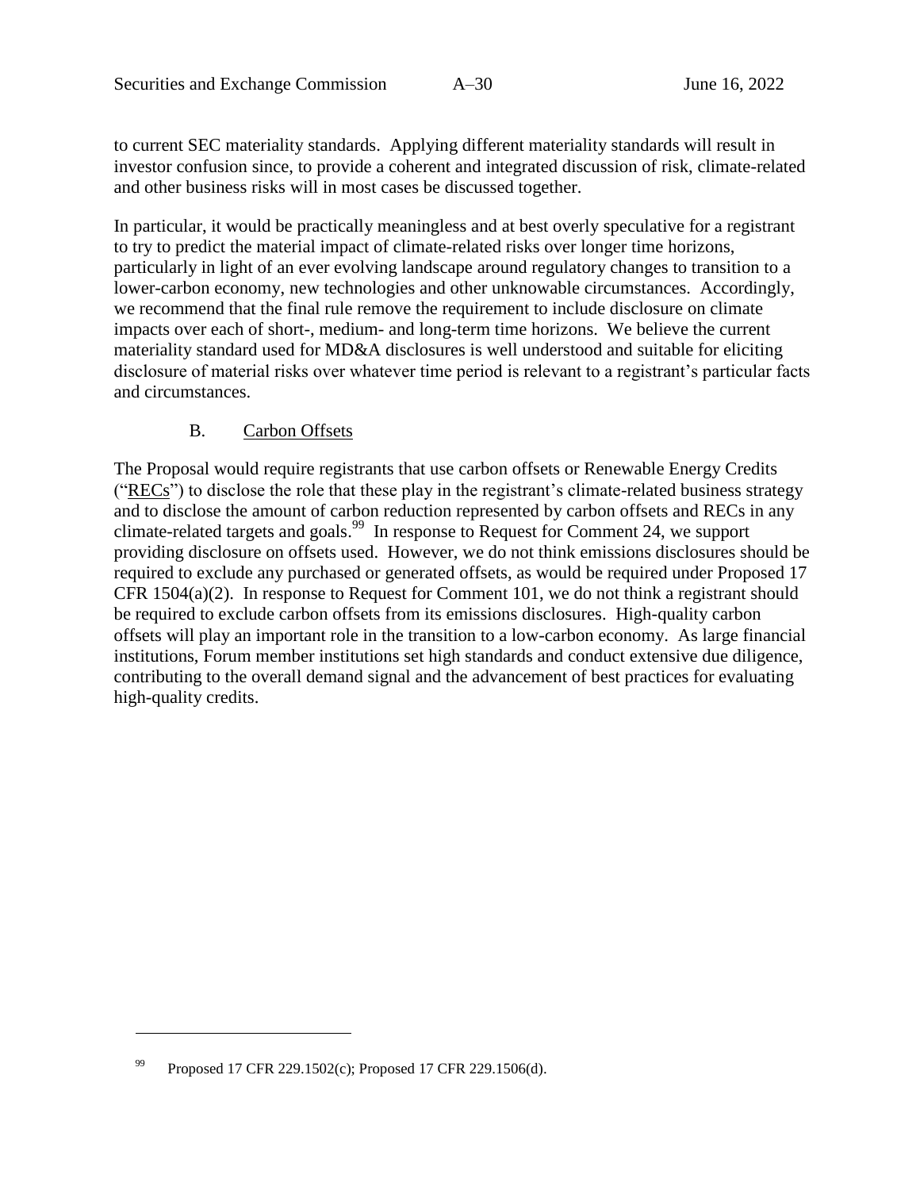to current SEC materiality standards. Applying different materiality standards will result in investor confusion since, to provide a coherent and integrated discussion of risk, climate-related and other business risks will in most cases be discussed together.

In particular, it would be practically meaningless and at best overly speculative for a registrant to try to predict the material impact of climate-related risks over longer time horizons, particularly in light of an ever evolving landscape around regulatory changes to transition to a lower-carbon economy, new technologies and other unknowable circumstances. Accordingly, we recommend that the final rule remove the requirement to include disclosure on climate impacts over each of short-, medium- and long-term time horizons. We believe the current materiality standard used for MD&A disclosures is well understood and suitable for eliciting disclosure of material risks over whatever time period is relevant to a registrant's particular facts and circumstances.

### B. Carbon Offsets

The Proposal would require registrants that use carbon offsets or Renewable Energy Credits ("RECs") to disclose the role that these play in the registrant's climate-related business strategy and to disclose the amount of carbon reduction represented by carbon offsets and RECs in any climate-related targets and goals.[99] In response to Request for Comment 24, we support providing disclosure on offsets used. However, we do not think emissions disclosures should be required to exclude any purchased or generated offsets, as would be required under Proposed 17 CFR 1504(a)(2). In response to Request for Comment 101, we do not think a registrant should be required to exclude carbon offsets from its emissions disclosures. High-quality carbon offsets will play an important role in the transition to a low-carbon economy. As large financial institutions, Forum member institutions set high standards and conduct extensive due diligence, contributing to the overall demand signal and the advancement of best practices for evaluating high-quality credits.

---

[99] Proposed 17 CFR 229.1502(c); Proposed 17 CFR 229.1506(d).